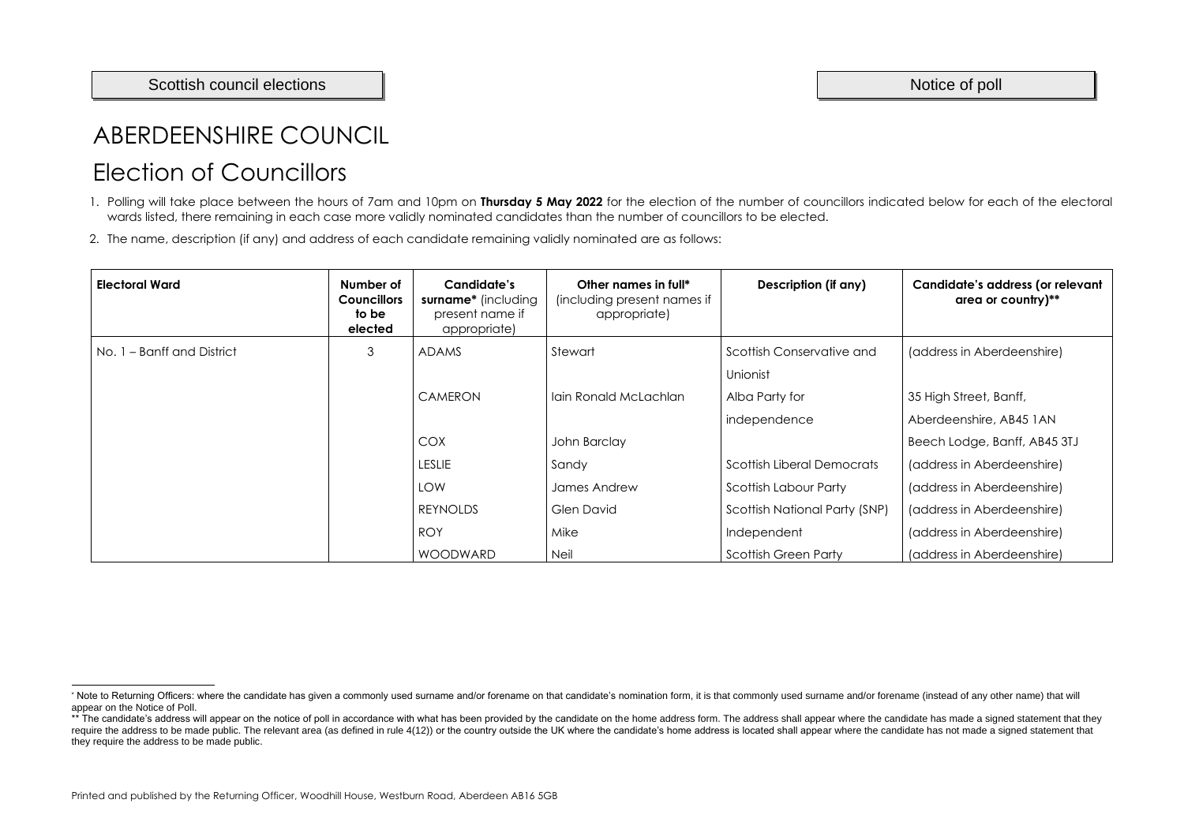Scottish council elections

Notice of poll

# ABERDEENSHIRE COUNCIL

# Election of Councillors

1. Polling will take place between the hours of 7am and 10pm on **Thursday 5 May 2022** for the election of the number of councillors indicated below for each of the electoral wards listed, there remaining in each case more validly nominated candidates than the number of councillors to be elected.

2. The name, description (if any) and address of each candidate remaining validly nominated are as follows:

| Electoral Ward | Number of Councillors to be elected | Candidate's surname* (including present name if appropriate) | Other names in full* (including present names if appropriate) | Description (if any) | Candidate's address (or relevant area or country)** |
|---|---|---|---|---|---|
| No. 1 – Banff and District | 3 | ADAMS | Stewart | Scottish Conservative and Unionist | (address in Aberdeenshire) |
| | | CAMERON | Iain Ronald McLachlan | Alba Party for independence | 35 High Street, Banff, Aberdeenshire, AB45 1AN |
| | | COX | John Barclay | | Beech Lodge, Banff, AB45 3TJ |
| | | LESLIE | Sandy | Scottish Liberal Democrats | (address in Aberdeenshire) |
| | | LOW | James Andrew | Scottish Labour Party | (address in Aberdeenshire) |
| | | REYNOLDS | Glen David | Scottish National Party (SNP) | (address in Aberdeenshire) |
| | | ROY | Mike | Independent | (address in Aberdeenshire) |
| | | WOODWARD | Neil | Scottish Green Party | (address in Aberdeenshire) |

\* Note to Returning Officers: where the candidate has given a commonly used surname and/or forename on that candidate's nomination form, it is that commonly used surname and/or forename (instead of any other name) that will appear on the Notice of Poll.

\*\* The candidate's address will appear on the notice of poll in accordance with what has been provided by the candidate on the home address form. The address shall appear where the candidate has made a signed statement that they require the address to be made public. The relevant area (as defined in rule 4(12)) or the country outside the UK where the candidate's home address is located shall appear where the candidate has not made a signed statement that they require the address to be made public.

Printed and published by the Returning Officer, Woodhill House, Westburn Road, Aberdeen AB16 5GB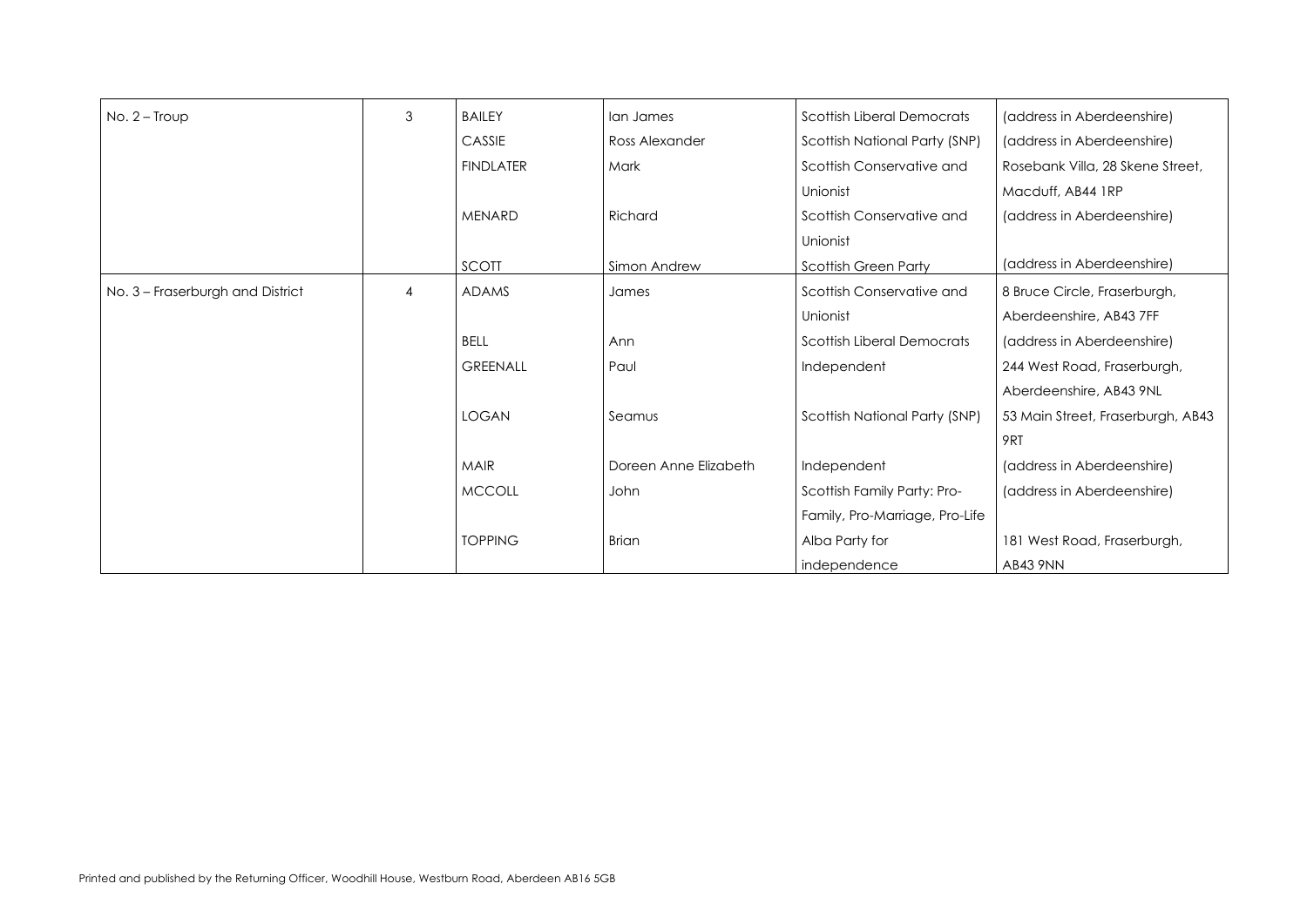| No. 2 – Troup | 3 | BAILEY | Ian James | Scottish Liberal Democrats | (address in Aberdeenshire) |
|---|---|---|---|---|---|
| | | CASSIE | Ross Alexander | Scottish National Party (SNP) | (address in Aberdeenshire) |
| | | FINDLATER | Mark | Scottish Conservative and Unionist | Rosebank Villa, 28 Skene Street, Macduff, AB44 1RP |
| | | MENARD | Richard | Scottish Conservative and Unionist | (address in Aberdeenshire) |
| | | SCOTT | Simon Andrew | Scottish Green Party | (address in Aberdeenshire) |
| No. 3 – Fraserburgh and District | 4 | ADAMS | James | Scottish Conservative and Unionist | 8 Bruce Circle, Fraserburgh, Aberdeenshire, AB43 7FF |
| | | BELL | Ann | Scottish Liberal Democrats | (address in Aberdeenshire) |
| | | GREENALL | Paul | Independent | 244 West Road, Fraserburgh, Aberdeenshire, AB43 9NL |
| | | LOGAN | Seamus | Scottish National Party (SNP) | 53 Main Street, Fraserburgh, AB43 9RT |
| | | MAIR | Doreen Anne Elizabeth | Independent | (address in Aberdeenshire) |
| | | MCCOLL | John | Scottish Family Party: Pro-Family, Pro-Marriage, Pro-Life | (address in Aberdeenshire) |
| | | TOPPING | Brian | Alba Party for independence | 181 West Road, Fraserburgh, AB43 9NN |

Printed and published by the Returning Officer, Woodhill House, Westburn Road, Aberdeen AB16 5GB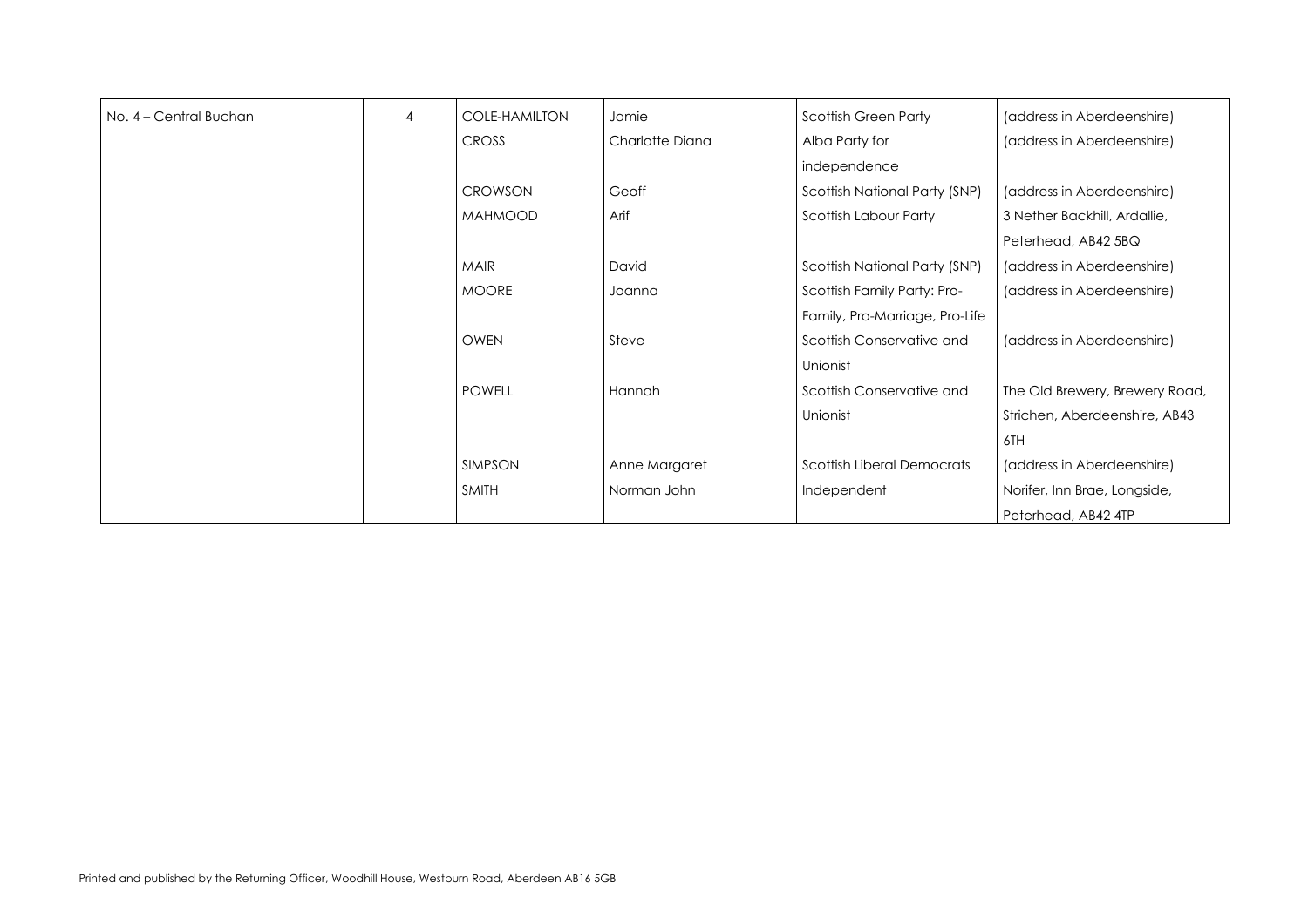| No. 4 – Central Buchan | 4 | COLE-HAMILTON | Jamie | Scottish Green Party | (address in Aberdeenshire) |
|---|---|---|---|---|---|
| | | CROSS | Charlotte Diana | Alba Party for independence | (address in Aberdeenshire) |
| | | CROWSON | Geoff | Scottish National Party (SNP) | (address in Aberdeenshire) |
| | | MAHMOOD | Arif | Scottish Labour Party | 3 Nether Backhill, Ardallie, Peterhead, AB42 5BQ |
| | | MAIR | David | Scottish National Party (SNP) | (address in Aberdeenshire) |
| | | MOORE | Joanna | Scottish Family Party: Pro-Family, Pro-Marriage, Pro-Life | (address in Aberdeenshire) |
| | | OWEN | Steve | Scottish Conservative and Unionist | (address in Aberdeenshire) |
| | | POWELL | Hannah | Scottish Conservative and Unionist | The Old Brewery, Brewery Road, Strichen, Aberdeenshire, AB43 6TH |
| | | SIMPSON | Anne Margaret | Scottish Liberal Democrats | (address in Aberdeenshire) |
| | | SMITH | Norman John | Independent | Norifer, Inn Brae, Longside, Peterhead, AB42 4TP |

Printed and published by the Returning Officer, Woodhill House, Westburn Road, Aberdeen AB16 5GB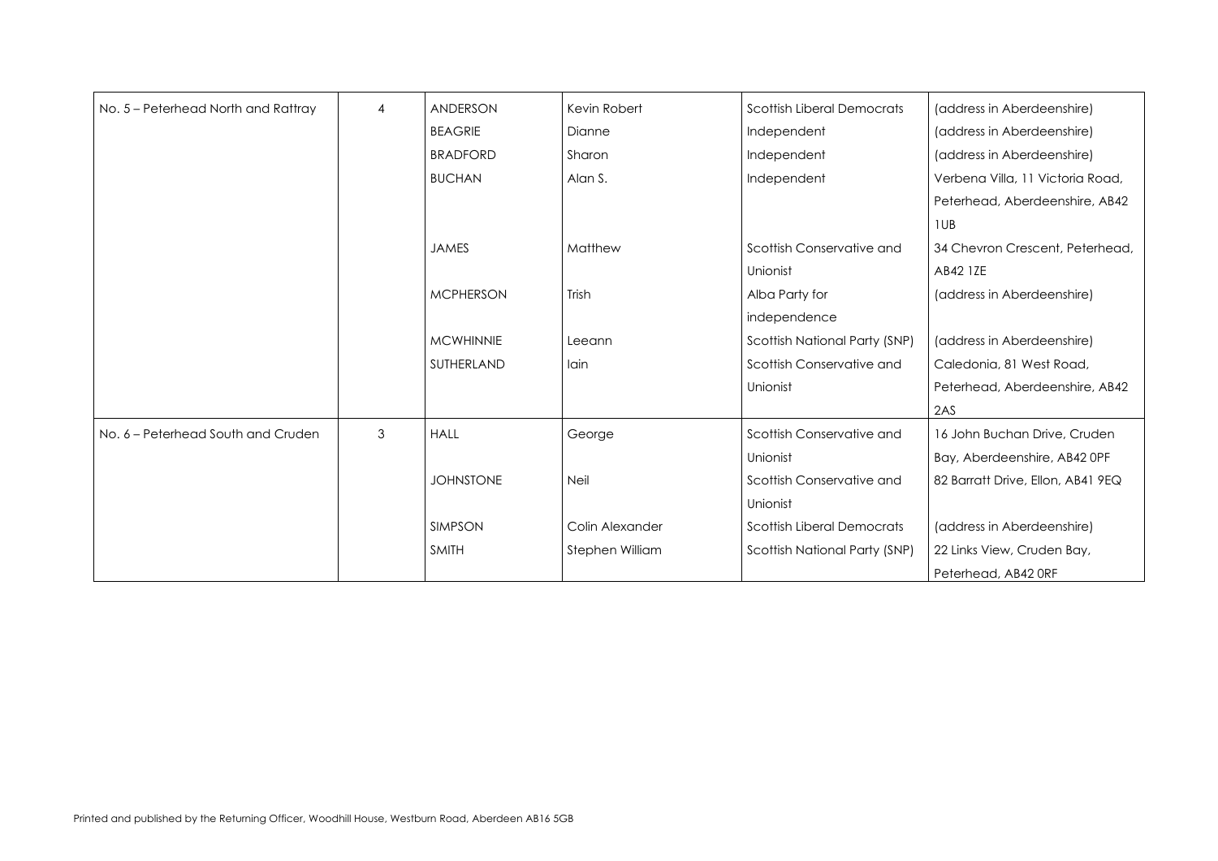| No. 5 – Peterhead North and Rattray | 4 | ANDERSON | Kevin Robert | Scottish Liberal Democrats | (address in Aberdeenshire) |
|---|---|---|---|---|---|
| | | BEAGRIE | Dianne | Independent | (address in Aberdeenshire) |
| | | BRADFORD | Sharon | Independent | (address in Aberdeenshire) |
| | | BUCHAN | Alan S. | Independent | Verbena Villa, 11 Victoria Road, Peterhead, Aberdeenshire, AB42 1UB |
| | | JAMES | Matthew | Scottish Conservative and Unionist | 34 Chevron Crescent, Peterhead, AB42 1ZE |
| | | MCPHERSON | Trish | Alba Party for independence | (address in Aberdeenshire) |
| | | MCWHINNIE | Leeann | Scottish National Party (SNP) | (address in Aberdeenshire) |
| | | SUTHERLAND | Iain | Scottish Conservative and Unionist | Caledonia, 81 West Road, Peterhead, Aberdeenshire, AB42 2AS |
| No. 6 – Peterhead South and Cruden | 3 | HALL | George | Scottish Conservative and Unionist | 16 John Buchan Drive, Cruden Bay, Aberdeenshire, AB42 0PF |
| | | JOHNSTONE | Neil | Scottish Conservative and Unionist | 82 Barratt Drive, Ellon, AB41 9EQ |
| | | SIMPSON | Colin Alexander | Scottish Liberal Democrats | (address in Aberdeenshire) |
| | | SMITH | Stephen William | Scottish National Party (SNP) | 22 Links View, Cruden Bay, Peterhead, AB42 0RF |

Printed and published by the Returning Officer, Woodhill House, Westburn Road, Aberdeen AB16 5GB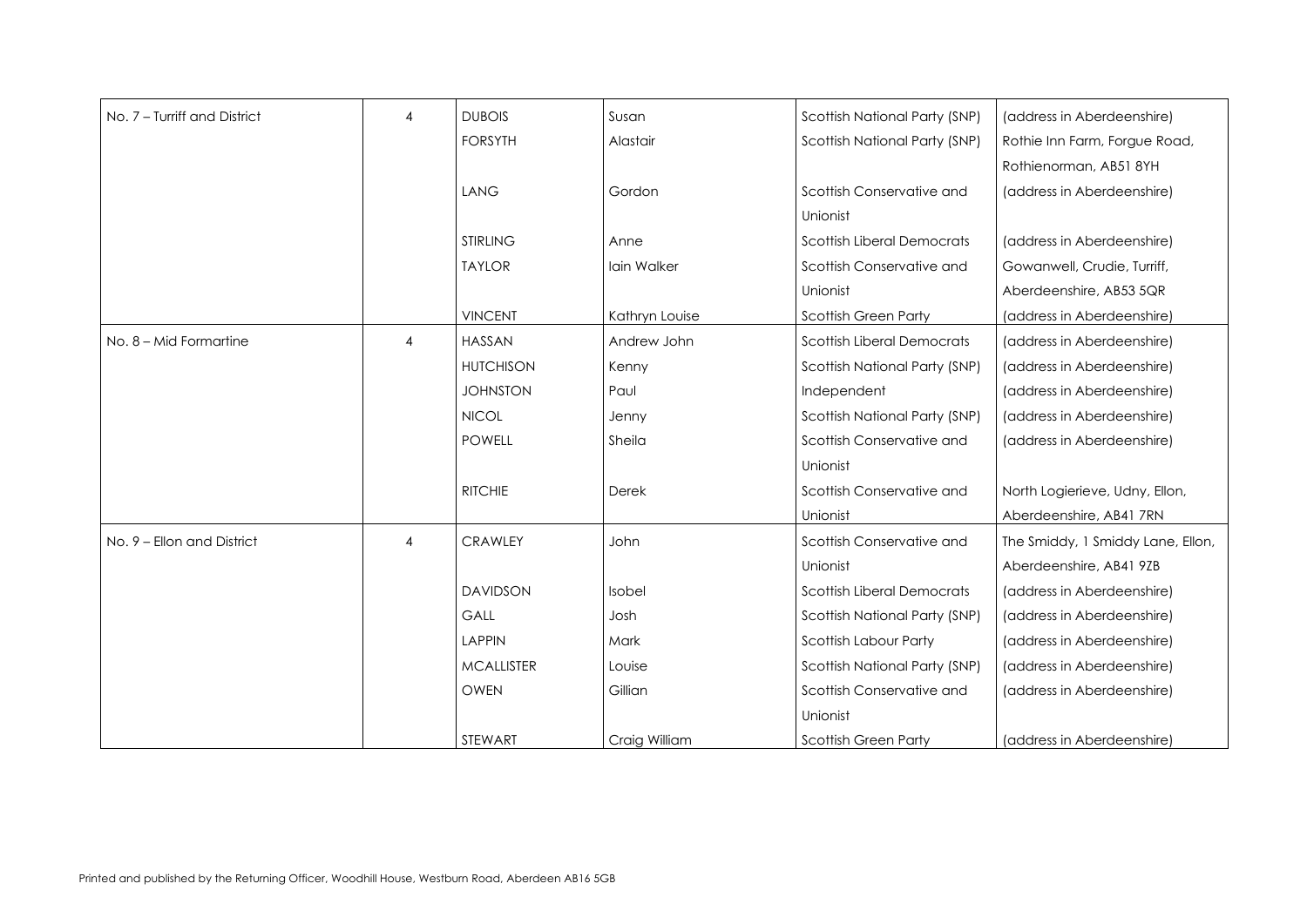| | | | | | |
|---|---|---|---|---|---|
| No. 7 – Turriff and District | 4 | DUBOIS | Susan | Scottish National Party (SNP) | (address in Aberdeenshire) |
| | | FORSYTH | Alastair | Scottish National Party (SNP) | Rothie Inn Farm, Forgue Road, Rothienorman, AB51 8YH |
| | | LANG | Gordon | Scottish Conservative and Unionist | (address in Aberdeenshire) |
| | | STIRLING | Anne | Scottish Liberal Democrats | (address in Aberdeenshire) |
| | | TAYLOR | Iain Walker | Scottish Conservative and Unionist | Gowanwell, Crudie, Turriff, Aberdeenshire, AB53 5QR |
| | | VINCENT | Kathryn Louise | Scottish Green Party | (address in Aberdeenshire) |
| No. 8 – Mid Formartine | 4 | HASSAN | Andrew John | Scottish Liberal Democrats | (address in Aberdeenshire) |
| | | HUTCHISON | Kenny | Scottish National Party (SNP) | (address in Aberdeenshire) |
| | | JOHNSTON | Paul | Independent | (address in Aberdeenshire) |
| | | NICOL | Jenny | Scottish National Party (SNP) | (address in Aberdeenshire) |
| | | POWELL | Sheila | Scottish Conservative and Unionist | (address in Aberdeenshire) |
| | | RITCHIE | Derek | Scottish Conservative and Unionist | North Logierieve, Udny, Ellon, Aberdeenshire, AB41 7RN |
| No. 9 – Ellon and District | 4 | CRAWLEY | John | Scottish Conservative and Unionist | The Smiddy, 1 Smiddy Lane, Ellon, Aberdeenshire, AB41 9ZB |
| | | DAVIDSON | Isobel | Scottish Liberal Democrats | (address in Aberdeenshire) |
| | | GALL | Josh | Scottish National Party (SNP) | (address in Aberdeenshire) |
| | | LAPPIN | Mark | Scottish Labour Party | (address in Aberdeenshire) |
| | | MCALLISTER | Louise | Scottish National Party (SNP) | (address in Aberdeenshire) |
| | | OWEN | Gillian | Scottish Conservative and Unionist | (address in Aberdeenshire) |
| | | STEWART | Craig William | Scottish Green Party | (address in Aberdeenshire) |

Printed and published by the Returning Officer, Woodhill House, Westburn Road, Aberdeen AB16 5GB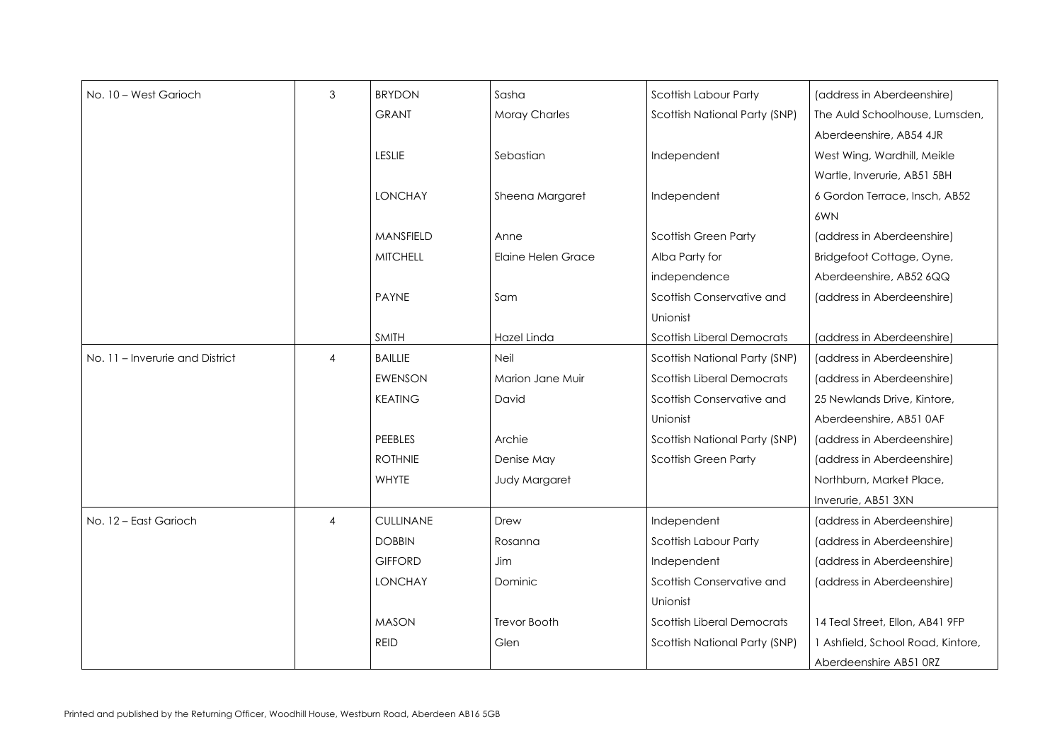| No. 10 – West Garioch | 3 | BRYDON | Sasha | Scottish Labour Party | (address in Aberdeenshire) |
|---|---|---|---|---|---|
| | | GRANT | Moray Charles | Scottish National Party (SNP) | The Auld Schoolhouse, Lumsden, Aberdeenshire, AB54 4JR |
| | | LESLIE | Sebastian | Independent | West Wing, Wardhill, Meikle Wartle, Inverurie, AB51 5BH |
| | | LONCHAY | Sheena Margaret | Independent | 6 Gordon Terrace, Insch, AB52 6WN |
| | | MANSFIELD | Anne | Scottish Green Party | (address in Aberdeenshire) |
| | | MITCHELL | Elaine Helen Grace | Alba Party for independence | Bridgefoot Cottage, Oyne, Aberdeenshire, AB52 6QQ |
| | | PAYNE | Sam | Scottish Conservative and Unionist | (address in Aberdeenshire) |
| | | SMITH | Hazel Linda | Scottish Liberal Democrats | (address in Aberdeenshire) |
| No. 11 – Inverurie and District | 4 | BAILLIE | Neil | Scottish National Party (SNP) | (address in Aberdeenshire) |
| | | EWENSON | Marion Jane Muir | Scottish Liberal Democrats | (address in Aberdeenshire) |
| | | KEATING | David | Scottish Conservative and Unionist | 25 Newlands Drive, Kintore, Aberdeenshire, AB51 0AF |
| | | PEEBLES | Archie | Scottish National Party (SNP) | (address in Aberdeenshire) |
| | | ROTHNIE | Denise May | Scottish Green Party | (address in Aberdeenshire) |
| | | WHYTE | Judy Margaret | | Northburn, Market Place, Inverurie, AB51 3XN |
| No. 12 – East Garioch | 4 | CULLINANE | Drew | Independent | (address in Aberdeenshire) |
| | | DOBBIN | Rosanna | Scottish Labour Party | (address in Aberdeenshire) |
| | | GIFFORD | Jim | Independent | (address in Aberdeenshire) |
| | | LONCHAY | Dominic | Scottish Conservative and Unionist | (address in Aberdeenshire) |
| | | MASON | Trevor Booth | Scottish Liberal Democrats | 14 Teal Street, Ellon, AB41 9FP |
| | | REID | Glen | Scottish National Party (SNP) | 1 Ashfield, School Road, Kintore, Aberdeenshire AB51 0RZ |

Printed and published by the Returning Officer, Woodhill House, Westburn Road, Aberdeen AB16 5GB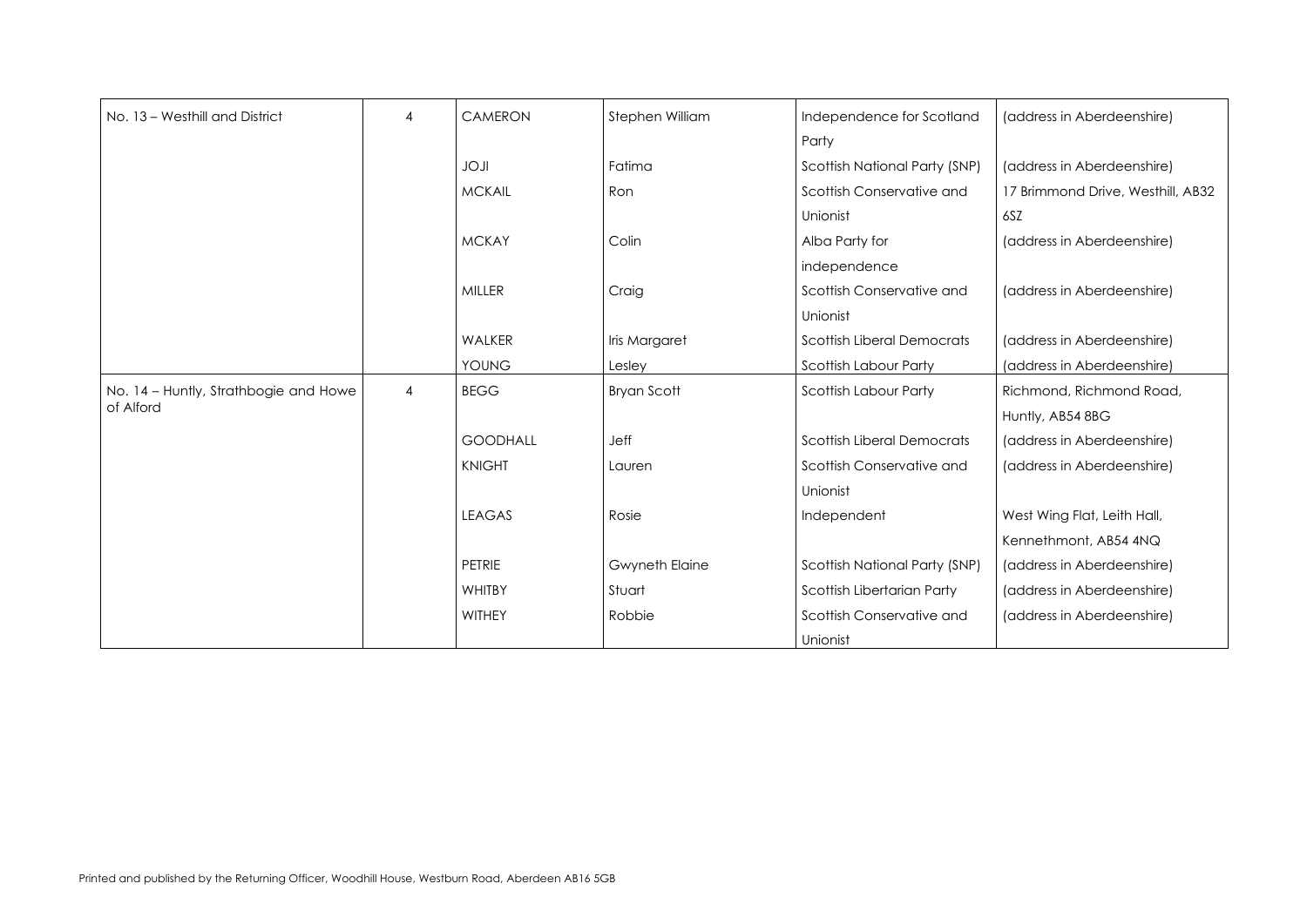| No. 13 – Westhill and District | 4 | CAMERON | Stephen William | Independence for Scotland Party | (address in Aberdeenshire) |
|---|---|---|---|---|---|
| | | JOJI | Fatima | Scottish National Party (SNP) | (address in Aberdeenshire) |
| | | MCKAIL | Ron | Scottish Conservative and Unionist | 17 Brimmond Drive, Westhill, AB32 6SZ |
| | | MCKAY | Colin | Alba Party for independence | (address in Aberdeenshire) |
| | | MILLER | Craig | Scottish Conservative and Unionist | (address in Aberdeenshire) |
| | | WALKER | Iris Margaret | Scottish Liberal Democrats | (address in Aberdeenshire) |
| | | YOUNG | Lesley | Scottish Labour Party | (address in Aberdeenshire) |
| No. 14 – Huntly, Strathbogie and Howe of Alford | 4 | BEGG | Bryan Scott | Scottish Labour Party | Richmond, Richmond Road, Huntly, AB54 8BG |
| | | GOODHALL | Jeff | Scottish Liberal Democrats | (address in Aberdeenshire) |
| | | KNIGHT | Lauren | Scottish Conservative and Unionist | (address in Aberdeenshire) |
| | | LEAGAS | Rosie | Independent | West Wing Flat, Leith Hall, Kennethmont, AB54 4NQ |
| | | PETRIE | Gwyneth Elaine | Scottish National Party (SNP) | (address in Aberdeenshire) |
| | | WHITBY | Stuart | Scottish Libertarian Party | (address in Aberdeenshire) |
| | | WITHEY | Robbie | Scottish Conservative and Unionist | (address in Aberdeenshire) |

Printed and published by the Returning Officer, Woodhill House, Westburn Road, Aberdeen AB16 5GB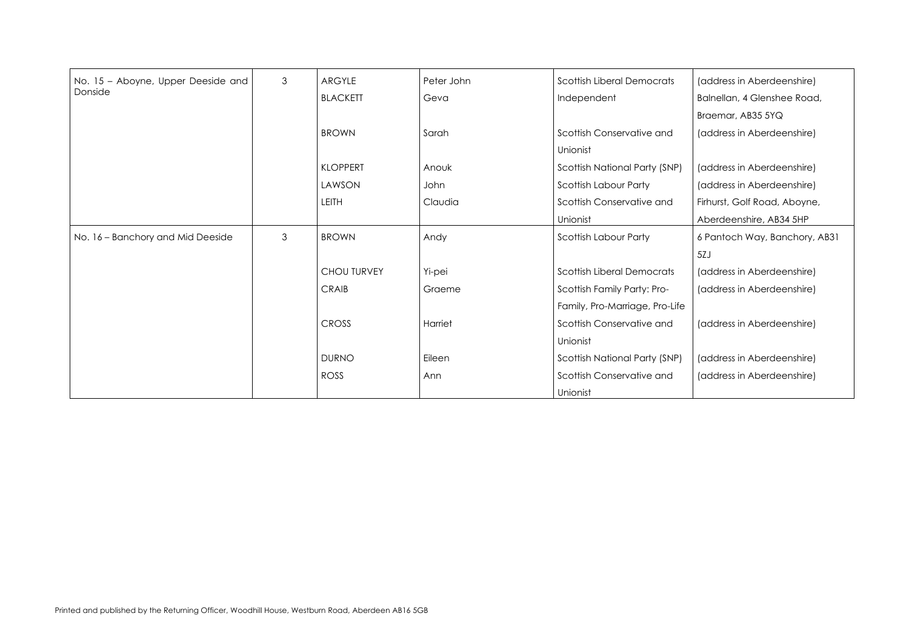| | | | | | |
|---|---|---|---|---|---|
| No. 15 – Aboyne, Upper Deeside and Donside | 3 | ARGYLE | Peter John | Scottish Liberal Democrats | (address in Aberdeenshire) |
| | | BLACKETT | Geva | Independent | Balnellan, 4 Glenshee Road, Braemar, AB35 5YQ |
| | | BROWN | Sarah | Scottish Conservative and Unionist | (address in Aberdeenshire) |
| | | KLOPPERT | Anouk | Scottish National Party (SNP) | (address in Aberdeenshire) |
| | | LAWSON | John | Scottish Labour Party | (address in Aberdeenshire) |
| | | LEITH | Claudia | Scottish Conservative and Unionist | Firhurst, Golf Road, Aboyne, Aberdeenshire, AB34 5HP |
| No. 16 – Banchory and Mid Deeside | 3 | BROWN | Andy | Scottish Labour Party | 6 Pantoch Way, Banchory, AB31 5ZJ |
| | | CHOU TURVEY | Yi-pei | Scottish Liberal Democrats | (address in Aberdeenshire) |
| | | CRAIB | Graeme | Scottish Family Party: Pro-Family, Pro-Marriage, Pro-Life | (address in Aberdeenshire) |
| | | CROSS | Harriet | Scottish Conservative and Unionist | (address in Aberdeenshire) |
| | | DURNO | Eileen | Scottish National Party (SNP) | (address in Aberdeenshire) |
| | | ROSS | Ann | Scottish Conservative and Unionist | (address in Aberdeenshire) |

Printed and published by the Returning Officer, Woodhill House, Westburn Road, Aberdeen AB16 5GB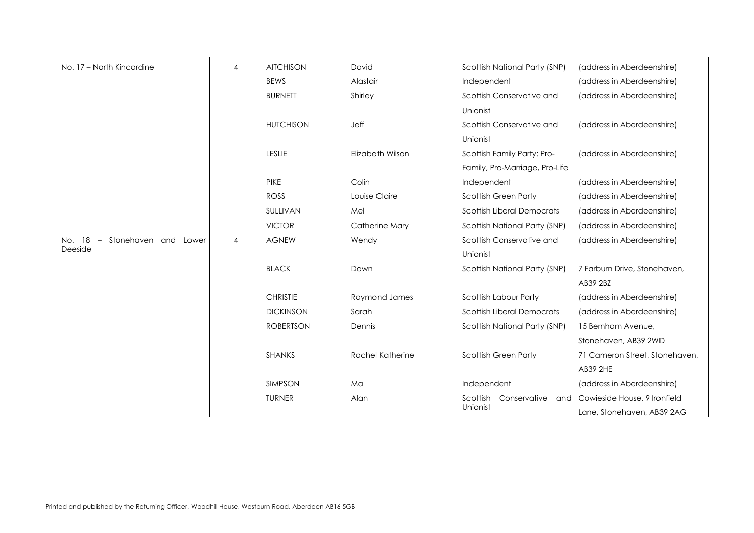| No. 17 – North Kincardine | 4 | AITCHISON | David | Scottish National Party (SNP) | (address in Aberdeenshire) |
|---|---|---|---|---|---|
| | | BEWS | Alastair | Independent | (address in Aberdeenshire) |
| | | BURNETT | Shirley | Scottish Conservative and Unionist | (address in Aberdeenshire) |
| | | HUTCHISON | Jeff | Scottish Conservative and Unionist | (address in Aberdeenshire) |
| | | LESLIE | Elizabeth Wilson | Scottish Family Party: Pro-Family, Pro-Marriage, Pro-Life | (address in Aberdeenshire) |
| | | PIKE | Colin | Independent | (address in Aberdeenshire) |
| | | ROSS | Louise Claire | Scottish Green Party | (address in Aberdeenshire) |
| | | SULLIVAN | Mel | Scottish Liberal Democrats | (address in Aberdeenshire) |
| | | VICTOR | Catherine Mary | Scottish National Party (SNP) | (address in Aberdeenshire) |
| No. 18 – Stonehaven and Lower Deeside | 4 | AGNEW | Wendy | Scottish Conservative and Unionist | (address in Aberdeenshire) |
| | | BLACK | Dawn | Scottish National Party (SNP) | 7 Farburn Drive, Stonehaven, AB39 2BZ |
| | | CHRISTIE | Raymond James | Scottish Labour Party | (address in Aberdeenshire) |
| | | DICKINSON | Sarah | Scottish Liberal Democrats | (address in Aberdeenshire) |
| | | ROBERTSON | Dennis | Scottish National Party (SNP) | 15 Bernham Avenue, Stonehaven, AB39 2WD |
| | | SHANKS | Rachel Katherine | Scottish Green Party | 71 Cameron Street, Stonehaven, AB39 2HE |
| | | SIMPSON | Ma | Independent | (address in Aberdeenshire) |
| | | TURNER | Alan | Scottish Conservative and Unionist | Cowieside House, 9 Ironfield Lane, Stonehaven, AB39 2AG |

Printed and published by the Returning Officer, Woodhill House, Westburn Road, Aberdeen AB16 5GB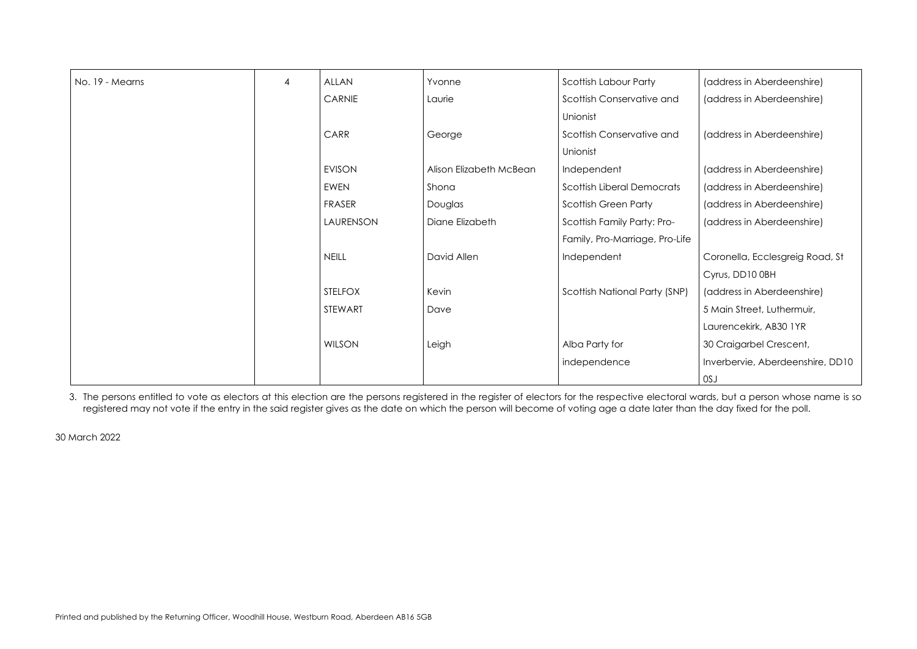| No. 19 - Mearns | 4 | ALLAN | Yvonne | Scottish Labour Party | (address in Aberdeenshire) |
|---|---|---|---|---|---|
| | | CARNIE | Laurie | Scottish Conservative and Unionist | (address in Aberdeenshire) |
| | | CARR | George | Scottish Conservative and Unionist | (address in Aberdeenshire) |
| | | EVISON | Alison Elizabeth McBean | Independent | (address in Aberdeenshire) |
| | | EWEN | Shona | Scottish Liberal Democrats | (address in Aberdeenshire) |
| | | FRASER | Douglas | Scottish Green Party | (address in Aberdeenshire) |
| | | LAURENSON | Diane Elizabeth | Scottish Family Party: Pro-Family, Pro-Marriage, Pro-Life | (address in Aberdeenshire) |
| | | NEILL | David Allen | Independent | Coronella, Ecclesgreig Road, St Cyrus, DD10 0BH |
| | | STELFOX | Kevin | Scottish National Party (SNP) | (address in Aberdeenshire) |
| | | STEWART | Dave | | 5 Main Street, Luthermuir, Laurencekirk, AB30 1YR |
| | | WILSON | Leigh | Alba Party for independence | 30 Craigarbel Crescent, Inverbervie, Aberdeenshire, DD10 0SJ |

3. The persons entitled to vote as electors at this election are the persons registered in the register of electors for the respective electoral wards, but a person whose name is so registered may not vote if the entry in the said register gives as the date on which the person will become of voting age a date later than the day fixed for the poll.

30 March 2022

Printed and published by the Returning Officer, Woodhill House, Westburn Road, Aberdeen AB16 5GB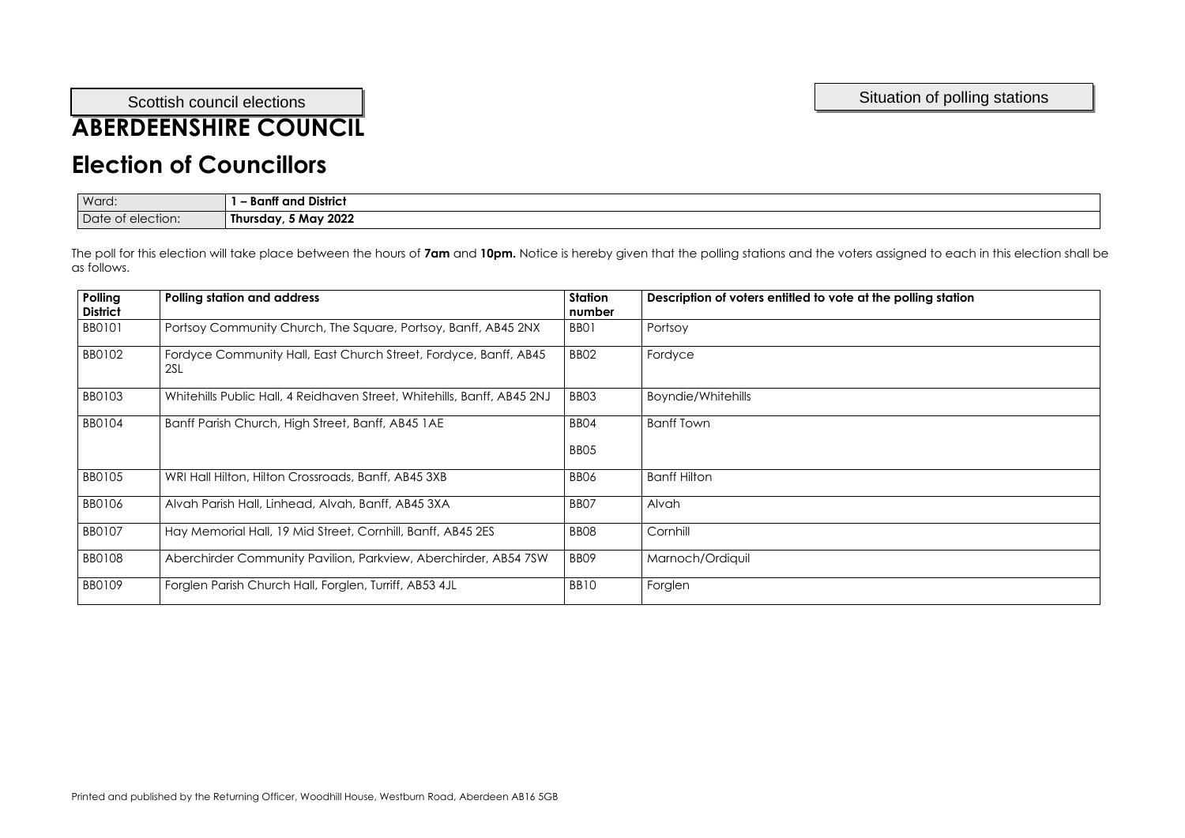Scottish council elections

Situation of polling stations

# ABERDEENSHIRE COUNCIL

## Election of Councillors

| Ward: | **1 – Banff and District** |
|---|---|
| Date of election: | **Thursday, 5 May 2022** |

The poll for this election will take place between the hours of **7am** and **10pm.** Notice is hereby given that the polling stations and the voters assigned to each in this election shall be as follows.

| Polling District | Polling station and address | Station number | Description of voters entitled to vote at the polling station |
|---|---|---|---|
| BB0101 | Portsoy Community Church, The Square, Portsoy, Banff, AB45 2NX | BB01 | Portsoy |
| BB0102 | Fordyce Community Hall, East Church Street, Fordyce, Banff, AB45 2SL | BB02 | Fordyce |
| BB0103 | Whitehills Public Hall, 4 Reidhaven Street, Whitehills, Banff, AB45 2NJ | BB03 | Boyndie/Whitehills |
| BB0104 | Banff Parish Church, High Street, Banff, AB45 1AE | BB04<br>BB05 | Banff Town |
| BB0105 | WRI Hall Hilton, Hilton Crossroads, Banff, AB45 3XB | BB06 | Banff Hilton |
| BB0106 | Alvah Parish Hall, Linhead, Alvah, Banff, AB45 3XA | BB07 | Alvah |
| BB0107 | Hay Memorial Hall, 19 Mid Street, Cornhill, Banff, AB45 2ES | BB08 | Cornhill |
| BB0108 | Aberchirder Community Pavilion, Parkview, Aberchirder, AB54 7SW | BB09 | Marnoch/Ordiquil |
| BB0109 | Forglen Parish Church Hall, Forglen, Turriff, AB53 4JL | BB10 | Forglen |

Printed and published by the Returning Officer, Woodhill House, Westburn Road, Aberdeen AB16 5GB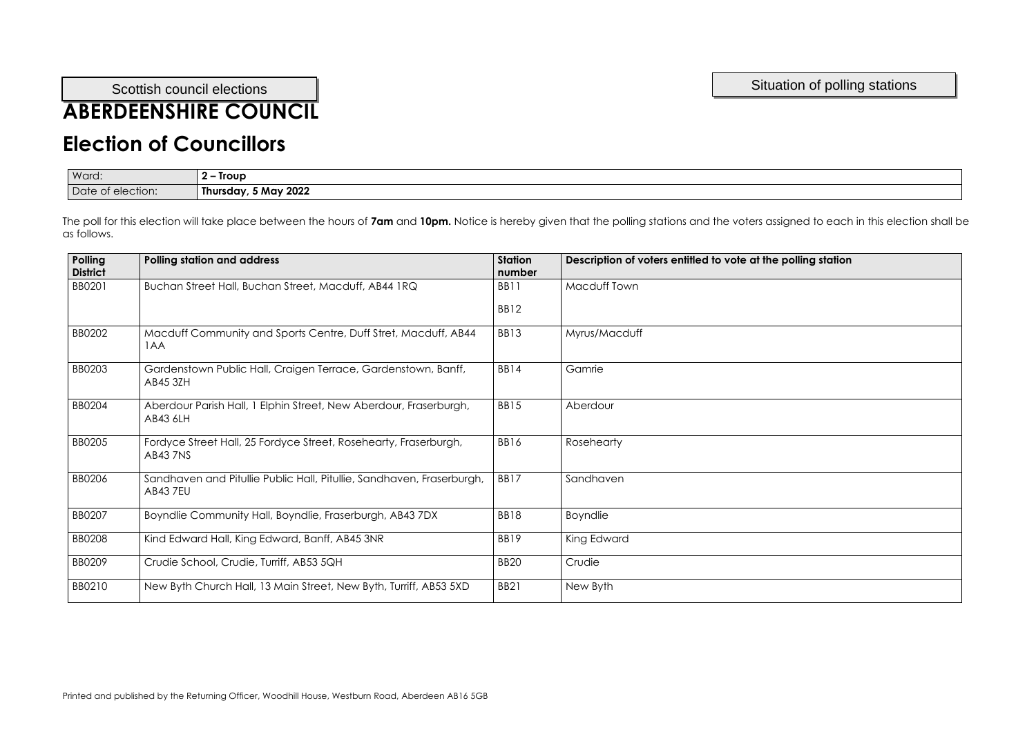Scottish council elections

Situation of polling stations

# ABERDEENSHIRE COUNCIL

## Election of Councillors

| Ward: | **2 – Troup** |
|---|---|
| Date of election: | **Thursday, 5 May 2022** |

The poll for this election will take place between the hours of **7am** and **10pm.** Notice is hereby given that the polling stations and the voters assigned to each in this election shall be as follows.

| Polling District | Polling station and address | Station number | Description of voters entitled to vote at the polling station |
|---|---|---|---|
| BB0201 | Buchan Street Hall, Buchan Street, Macduff, AB44 1RQ | BB11<br>BB12 | Macduff Town |
| BB0202 | Macduff Community and Sports Centre, Duff Stret, Macduff, AB44 1AA | BB13 | Myrus/Macduff |
| BB0203 | Gardenstown Public Hall, Craigen Terrace, Gardenstown, Banff, AB45 3ZH | BB14 | Gamrie |
| BB0204 | Aberdour Parish Hall, 1 Elphin Street, New Aberdour, Fraserburgh, AB43 6LH | BB15 | Aberdour |
| BB0205 | Fordyce Street Hall, 25 Fordyce Street, Rosehearty, Fraserburgh, AB43 7NS | BB16 | Rosehearty |
| BB0206 | Sandhaven and Pitullie Public Hall, Pitullie, Sandhaven, Fraserburgh, AB43 7EU | BB17 | Sandhaven |
| BB0207 | Boyndlie Community Hall, Boyndlie, Fraserburgh, AB43 7DX | BB18 | Boyndlie |
| BB0208 | Kind Edward Hall, King Edward, Banff, AB45 3NR | BB19 | King Edward |
| BB0209 | Crudie School, Crudie, Turriff, AB53 5QH | BB20 | Crudie |
| BB0210 | New Byth Church Hall, 13 Main Street, New Byth, Turriff, AB53 5XD | BB21 | New Byth |

Printed and published by the Returning Officer, Woodhill House, Westburn Road, Aberdeen AB16 5GB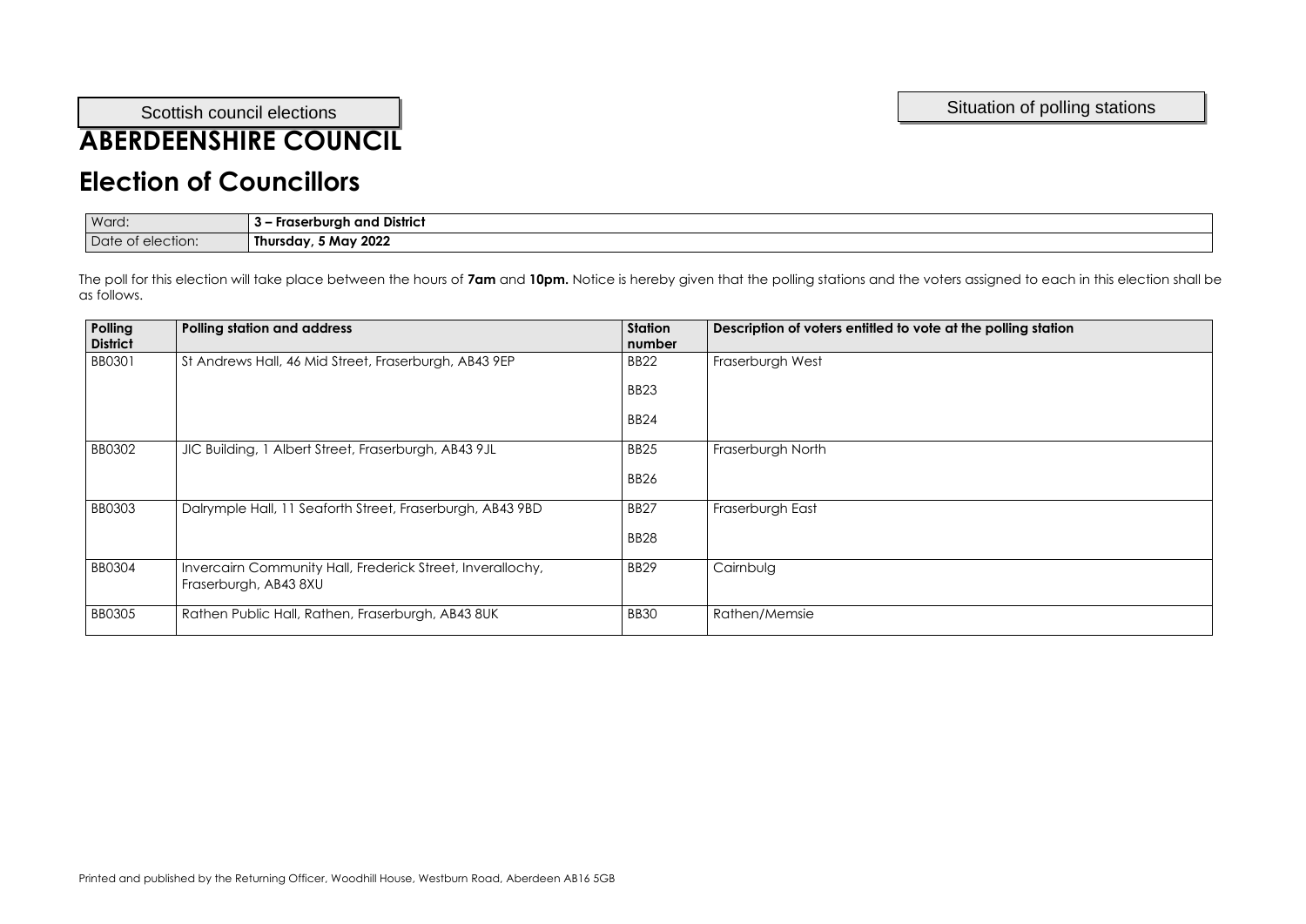Scottish council elections

Situation of polling stations

# ABERDEENSHIRE COUNCIL

## Election of Councillors

| Ward: | **3 – Fraserburgh and District** |
|---|---|
| Date of election: | **Thursday, 5 May 2022** |

The poll for this election will take place between the hours of **7am** and **10pm.** Notice is hereby given that the polling stations and the voters assigned to each in this election shall be as follows.

| Polling District | Polling station and address | Station number | Description of voters entitled to vote at the polling station |
|---|---|---|---|
| BB0301 | St Andrews Hall, 46 Mid Street, Fraserburgh, AB43 9EP | BB22<br>BB23<br>BB24 | Fraserburgh West |
| BB0302 | JIC Building, 1 Albert Street, Fraserburgh, AB43 9JL | BB25<br>BB26 | Fraserburgh North |
| BB0303 | Dalrymple Hall, 11 Seaforth Street, Fraserburgh, AB43 9BD | BB27<br>BB28 | Fraserburgh East |
| BB0304 | Invercairn Community Hall, Frederick Street, Inverallochy, Fraserburgh, AB43 8XU | BB29 | Cairnbulg |
| BB0305 | Rathen Public Hall, Rathen, Fraserburgh, AB43 8UK | BB30 | Rathen/Memsie |

Printed and published by the Returning Officer, Woodhill House, Westburn Road, Aberdeen AB16 5GB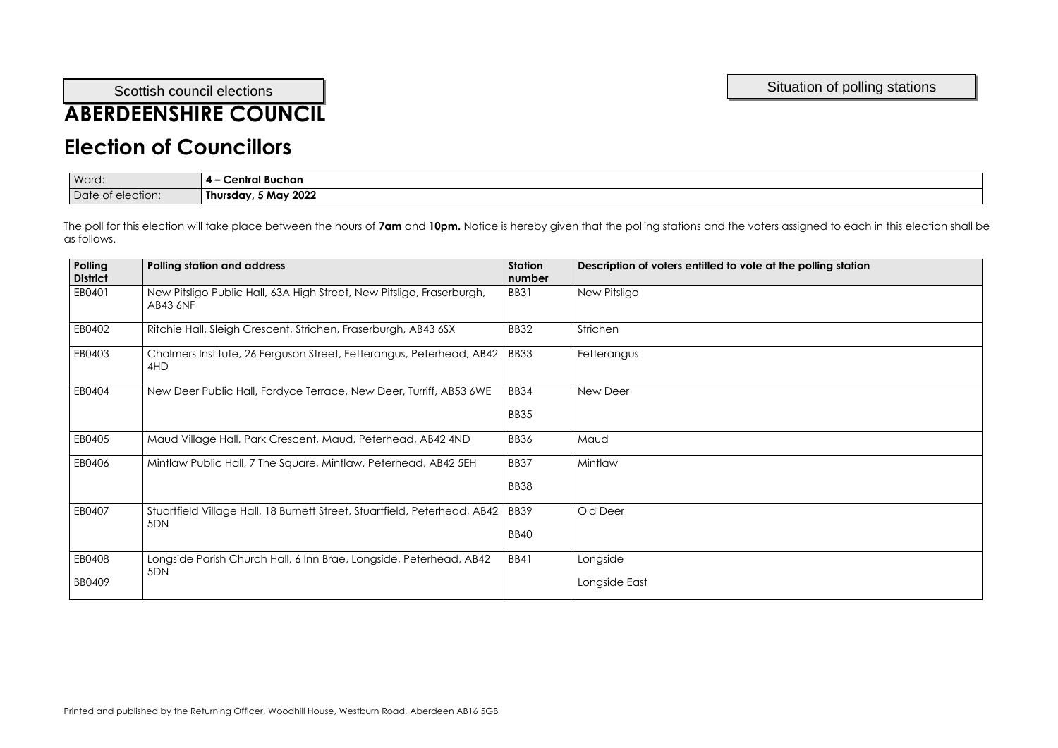Scottish council elections

Situation of polling stations

# ABERDEENSHIRE COUNCIL

## Election of Councillors

| Ward: | **4 – Central Buchan** |
|---|---|
| Date of election: | **Thursday, 5 May 2022** |

The poll for this election will take place between the hours of **7am** and **10pm.** Notice is hereby given that the polling stations and the voters assigned to each in this election shall be as follows.

| Polling District | Polling station and address | Station number | Description of voters entitled to vote at the polling station |
|---|---|---|---|
| EB0401 | New Pitsligo Public Hall, 63A High Street, New Pitsligo, Fraserburgh, AB43 6NF | BB31 | New Pitsligo |
| EB0402 | Ritchie Hall, Sleigh Crescent, Strichen, Fraserburgh, AB43 6SX | BB32 | Strichen |
| EB0403 | Chalmers Institute, 26 Ferguson Street, Fetterangus, Peterhead, AB42 4HD | BB33 | Fetterangus |
| EB0404 | New Deer Public Hall, Fordyce Terrace, New Deer, Turriff, AB53 6WE | BB34<br>BB35 | New Deer |
| EB0405 | Maud Village Hall, Park Crescent, Maud, Peterhead, AB42 4ND | BB36 | Maud |
| EB0406 | Mintlaw Public Hall, 7 The Square, Mintlaw, Peterhead, AB42 5EH | BB37<br>BB38 | Mintlaw |
| EB0407 | Stuartfield Village Hall, 18 Burnett Street, Stuartfield, Peterhead, AB42 5DN | BB39<br>BB40 | Old Deer |
| EB0408<br>BB0409 | Longside Parish Church Hall, 6 Inn Brae, Longside, Peterhead, AB42 5DN | BB41 | Longside<br>Longside East |

Printed and published by the Returning Officer, Woodhill House, Westburn Road, Aberdeen AB16 5GB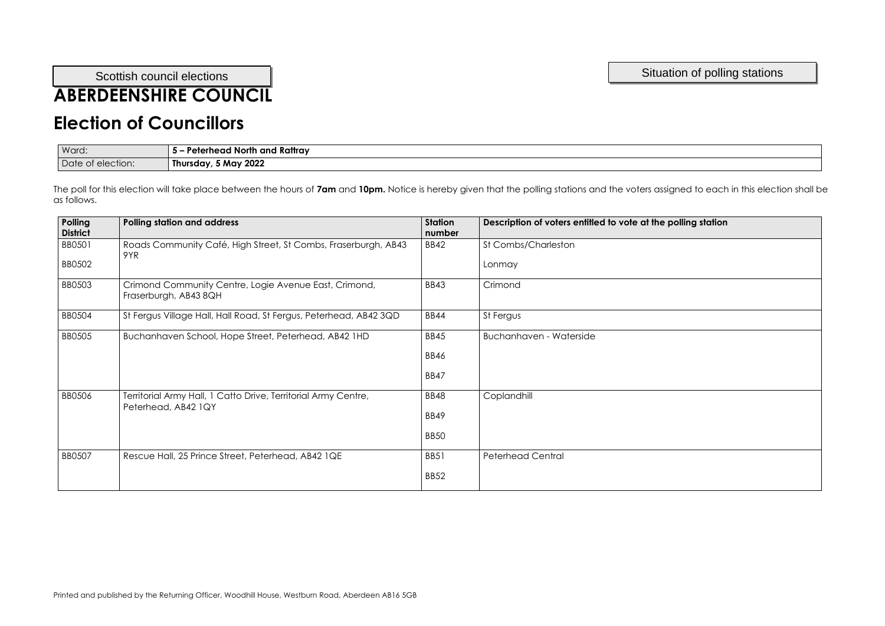Scottish council elections

Situation of polling stations

# ABERDEENSHIRE COUNCIL

## Election of Councillors

| Ward: | **5 – Peterhead North and Rattray** |
|---|---|
| Date of election: | **Thursday, 5 May 2022** |

The poll for this election will take place between the hours of **7am** and **10pm.** Notice is hereby given that the polling stations and the voters assigned to each in this election shall be as follows.

| Polling District | Polling station and address | Station number | Description of voters entitled to vote at the polling station |
|---|---|---|---|
| BB0501 | Roads Community Café, High Street, St Combs, Fraserburgh, AB43 9YR | BB42 | St Combs/Charleston |
| BB0502 | | | Lonmay |
| BB0503 | Crimond Community Centre, Logie Avenue East, Crimond, Fraserburgh, AB43 8QH | BB43 | Crimond |
| BB0504 | St Fergus Village Hall, Hall Road, St Fergus, Peterhead, AB42 3QD | BB44 | St Fergus |
| BB0505 | Buchanhaven School, Hope Street, Peterhead, AB42 1HD | BB45<br>BB46<br>BB47 | Buchanhaven - Waterside |
| BB0506 | Territorial Army Hall, 1 Catto Drive, Territorial Army Centre, Peterhead, AB42 1QY | BB48<br>BB49<br>BB50 | Coplandhill |
| BB0507 | Rescue Hall, 25 Prince Street, Peterhead, AB42 1QE | BB51<br>BB52 | Peterhead Central |

Printed and published by the Returning Officer, Woodhill House, Westburn Road, Aberdeen AB16 5GB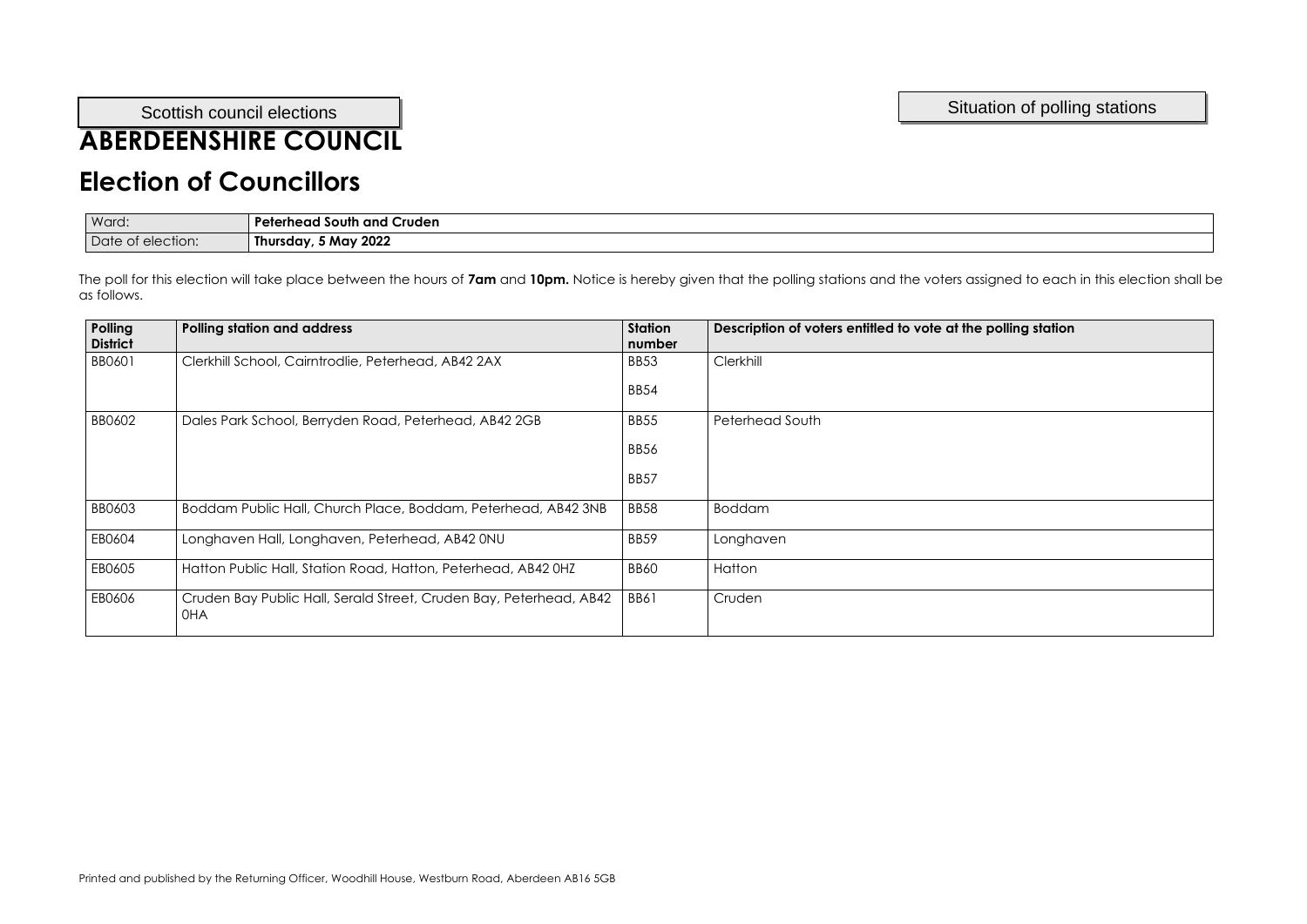Scottish council elections

Situation of polling stations

# ABERDEENSHIRE COUNCIL

# Election of Councillors

| Ward: | **Peterhead South and Cruden** |
|---|---|
| Date of election: | **Thursday, 5 May 2022** |

The poll for this election will take place between the hours of **7am** and **10pm.** Notice is hereby given that the polling stations and the voters assigned to each in this election shall be as follows.

| Polling District | Polling station and address | Station number | Description of voters entitled to vote at the polling station |
|---|---|---|---|
| BB0601 | Clerkhill School, Cairntrodlie, Peterhead, AB42 2AX | BB53<br>BB54 | Clerkhill |
| BB0602 | Dales Park School, Berryden Road, Peterhead, AB42 2GB | BB55<br>BB56<br>BB57 | Peterhead South |
| BB0603 | Boddam Public Hall, Church Place, Boddam, Peterhead, AB42 3NB | BB58 | Boddam |
| EB0604 | Longhaven Hall, Longhaven, Peterhead, AB42 0NU | BB59 | Longhaven |
| EB0605 | Hatton Public Hall, Station Road, Hatton, Peterhead, AB42 0HZ | BB60 | Hatton |
| EB0606 | Cruden Bay Public Hall, Serald Street, Cruden Bay, Peterhead, AB42 0HA | BB61 | Cruden |

Printed and published by the Returning Officer, Woodhill House, Westburn Road, Aberdeen AB16 5GB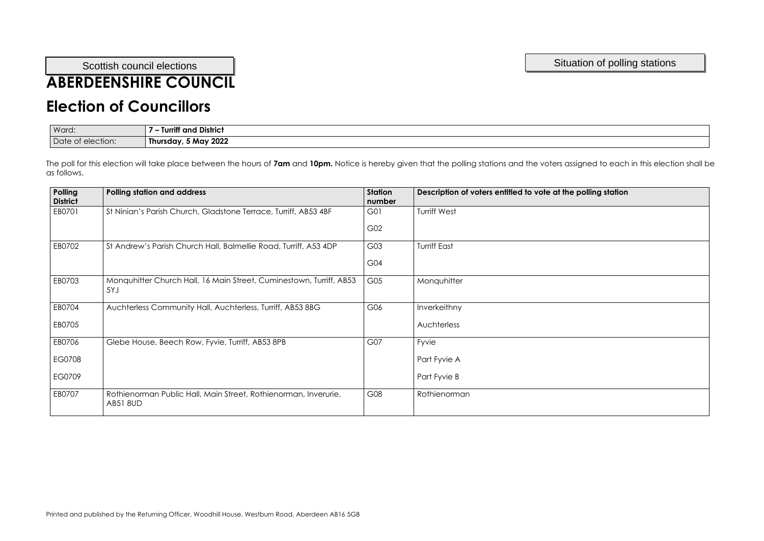Scottish council elections

Situation of polling stations

# ABERDEENSHIRE COUNCIL

## Election of Councillors

| Ward: | **7 – Turriff and District** |
|---|---|
| Date of election: | **Thursday, 5 May 2022** |

The poll for this election will take place between the hours of **7am** and **10pm.** Notice is hereby given that the polling stations and the voters assigned to each in this election shall be as follows.

| Polling District | Polling station and address | Station number | Description of voters entitled to vote at the polling station |
|---|---|---|---|
| EB0701 | St Ninian's Parish Church, Gladstone Terrace, Turriff, AB53 4BF | G01<br>G02 | Turriff West |
| EB0702 | St Andrew's Parish Church Hall, Balmellie Road, Turriff, A53 4DP | G03<br>G04 | Turriff East |
| EB0703 | Monquhitter Church Hall, 16 Main Street, Cuminestown, Turriff, AB53 5YJ | G05 | Monquhitter |
| EB0704<br>EB0705 | Auchterless Community Hall, Auchterless, Turriff, AB53 8BG | G06 | Inverkeithny<br>Auchterless |
| EB0706<br>EG0708<br>EG0709 | Glebe House, Beech Row, Fyvie, Turriff, AB53 8PB | G07 | Fyvie<br>Part Fyvie A<br>Part Fyvie B |
| EB0707 | Rothienorman Public Hall, Main Street, Rothienorman, Inverurie, AB51 8UD | G08 | Rothienorman |

Printed and published by the Returning Officer, Woodhill House, Westburn Road, Aberdeen AB16 5GB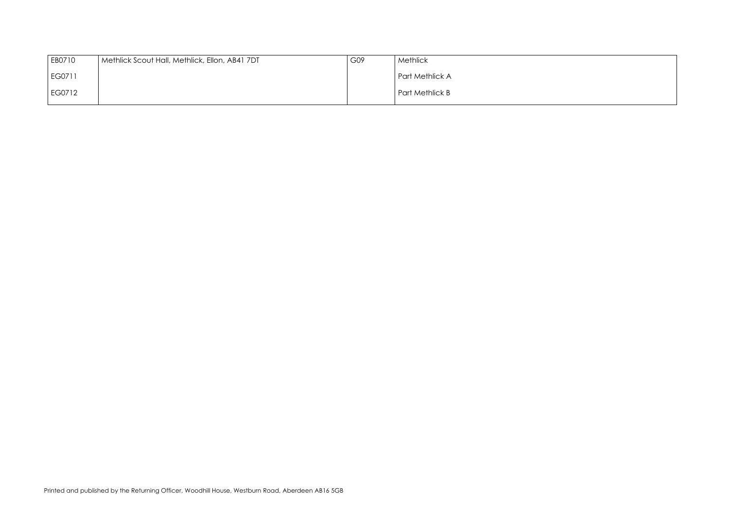| EB0710 | Methlick Scout Hall, Methlick, Ellon, AB41 7DT | G09 | Methlick |
| --- | --- | --- | --- |
| EG0711 | | | Part Methlick A |
| EG0712 | | | Part Methlick B |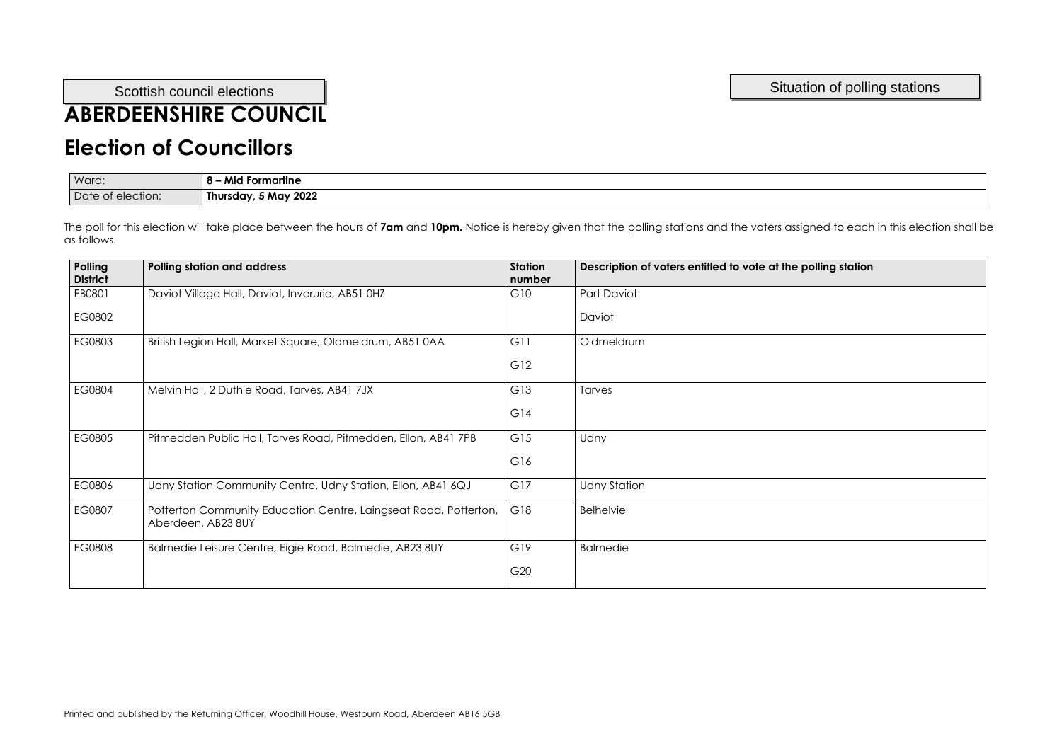Scottish council elections

Situation of polling stations

# ABERDEENSHIRE COUNCIL

# Election of Councillors

| Ward: | **8 – Mid Formartine** |
|---|---|
| Date of election: | **Thursday, 5 May 2022** |

The poll for this election will take place between the hours of **7am** and **10pm.** Notice is hereby given that the polling stations and the voters assigned to each in this election shall be as follows.

| Polling District | Polling station and address | Station number | Description of voters entitled to vote at the polling station |
|---|---|---|---|
| EB0801 | Daviot Village Hall, Daviot, Inverurie, AB51 0HZ | G10 | Part Daviot |
| EG0802 | | | Daviot |
| EG0803 | British Legion Hall, Market Square, Oldmeldrum, AB51 0AA | G11 | Oldmeldrum |
| | | G12 | |
| EG0804 | Melvin Hall, 2 Duthie Road, Tarves, AB41 7JX | G13 | Tarves |
| | | G14 | |
| EG0805 | Pitmedden Public Hall, Tarves Road, Pitmedden, Ellon, AB41 7PB | G15 | Udny |
| | | G16 | |
| EG0806 | Udny Station Community Centre, Udny Station, Ellon, AB41 6QJ | G17 | Udny Station |
| EG0807 | Potterton Community Education Centre, Laingseat Road, Potterton, Aberdeen, AB23 8UY | G18 | Belhelvie |
| EG0808 | Balmedie Leisure Centre, Eigie Road, Balmedie, AB23 8UY | G19 | Balmedie |
| | | G20 | |

Printed and published by the Returning Officer, Woodhill House, Westburn Road, Aberdeen AB16 5GB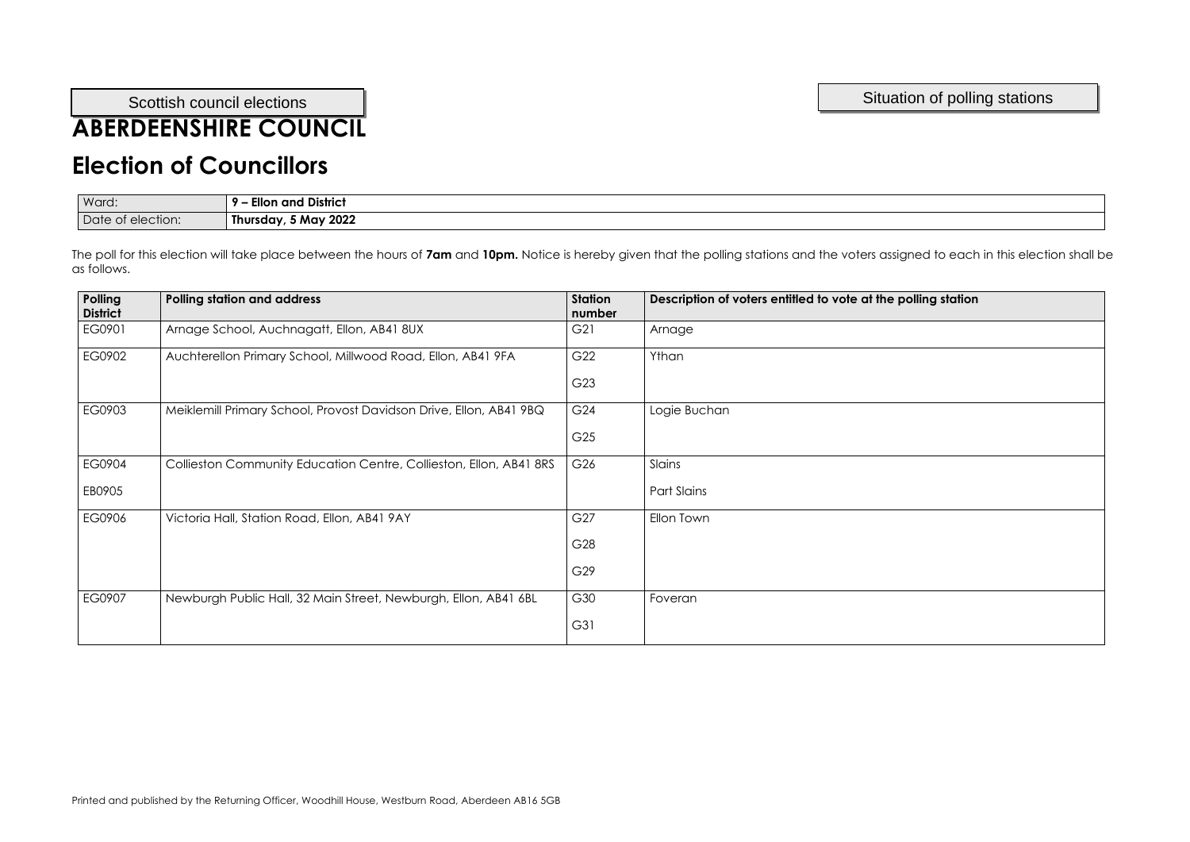Scottish council elections

Situation of polling stations

# ABERDEENSHIRE COUNCIL

## Election of Councillors

| Ward: | **9 – Ellon and District** |
|---|---|
| Date of election: | **Thursday, 5 May 2022** |

The poll for this election will take place between the hours of **7am** and **10pm.** Notice is hereby given that the polling stations and the voters assigned to each in this election shall be as follows.

| Polling District | Polling station and address | Station number | Description of voters entitled to vote at the polling station |
|---|---|---|---|
| EG0901 | Arnage School, Auchnagatt, Ellon, AB41 8UX | G21 | Arnage |
| EG0902 | Auchterellon Primary School, Millwood Road, Ellon, AB41 9FA | G22<br>G23 | Ythan |
| EG0903 | Meiklemill Primary School, Provost Davidson Drive, Ellon, AB41 9BQ | G24<br>G25 | Logie Buchan |
| EG0904<br>EB0905 | Collieston Community Education Centre, Collieston, Ellon, AB41 8RS | G26 | Slains<br>Part Slains |
| EG0906 | Victoria Hall, Station Road, Ellon, AB41 9AY | G27<br>G28<br>G29 | Ellon Town |
| EG0907 | Newburgh Public Hall, 32 Main Street, Newburgh, Ellon, AB41 6BL | G30<br>G31 | Foveran |

Printed and published by the Returning Officer, Woodhill House, Westburn Road, Aberdeen AB16 5GB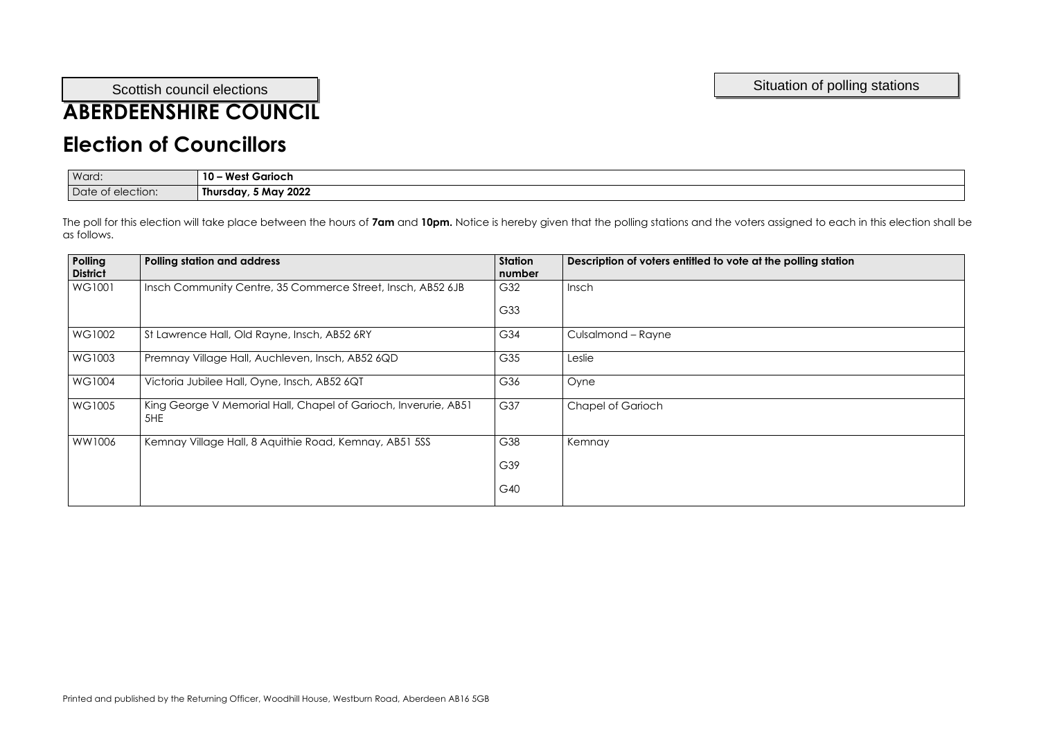Scottish council elections

Situation of polling stations

# ABERDEENSHIRE COUNCIL

## Election of Councillors

| Ward: | **10 – West Garioch** |
|---|---|
| Date of election: | **Thursday, 5 May 2022** |

The poll for this election will take place between the hours of **7am** and **10pm.** Notice is hereby given that the polling stations and the voters assigned to each in this election shall be as follows.

| Polling District | Polling station and address | Station number | Description of voters entitled to vote at the polling station |
|---|---|---|---|
| WG1001 | Insch Community Centre, 35 Commerce Street, Insch, AB52 6JB | G32<br>G33 | Insch |
| WG1002 | St Lawrence Hall, Old Rayne, Insch, AB52 6RY | G34 | Culsalmond – Rayne |
| WG1003 | Premnay Village Hall, Auchleven, Insch, AB52 6QD | G35 | Leslie |
| WG1004 | Victoria Jubilee Hall, Oyne, Insch, AB52 6QT | G36 | Oyne |
| WG1005 | King George V Memorial Hall, Chapel of Garioch, Inverurie, AB51 5HE | G37 | Chapel of Garioch |
| WW1006 | Kemnay Village Hall, 8 Aquithie Road, Kemnay, AB51 5SS | G38<br>G39<br>G40 | Kemnay |

Printed and published by the Returning Officer, Woodhill House, Westburn Road, Aberdeen AB16 5GB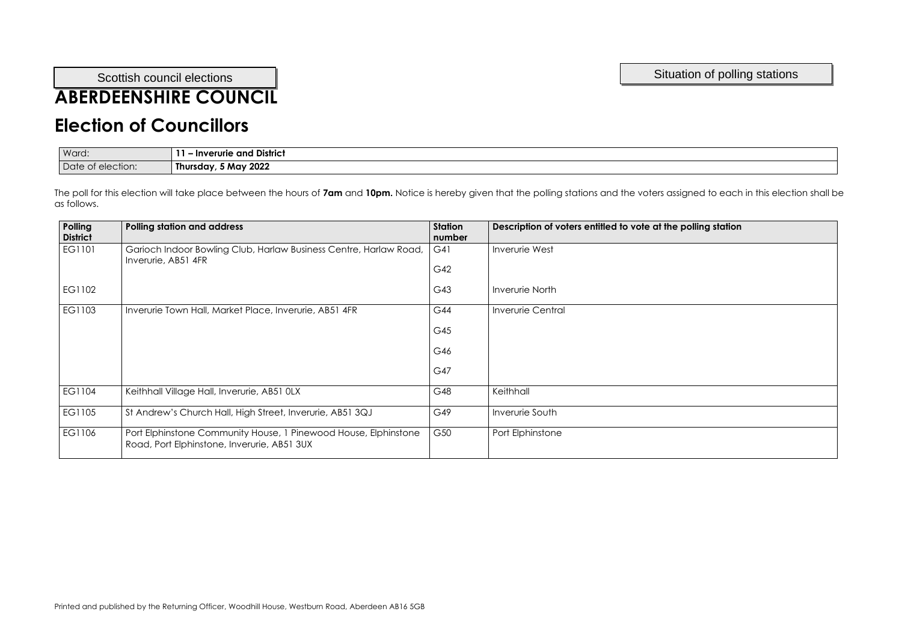Scottish council elections

Situation of polling stations

# ABERDEENSHIRE COUNCIL

## Election of Councillors

| Ward: | **11 – Inverurie and District** |
|---|---|
| Date of election: | **Thursday, 5 May 2022** |

The poll for this election will take place between the hours of **7am** and **10pm.** Notice is hereby given that the polling stations and the voters assigned to each in this election shall be as follows.

| Polling District | Polling station and address | Station number | Description of voters entitled to vote at the polling station |
|---|---|---|---|
| EG1101 | Garioch Indoor Bowling Club, Harlaw Business Centre, Harlaw Road, Inverurie, AB51 4FR | G41 | Inverurie West |
| | | G42 | |
| EG1102 | | G43 | Inverurie North |
| EG1103 | Inverurie Town Hall, Market Place, Inverurie, AB51 4FR | G44 | Inverurie Central |
| | | G45 | |
| | | G46 | |
| | | G47 | |
| EG1104 | Keithhall Village Hall, Inverurie, AB51 0LX | G48 | Keithhall |
| EG1105 | St Andrew's Church Hall, High Street, Inverurie, AB51 3QJ | G49 | Inverurie South |
| EG1106 | Port Elphinstone Community House, 1 Pinewood House, Elphinstone Road, Port Elphinstone, Inverurie, AB51 3UX | G50 | Port Elphinstone |

Printed and published by the Returning Officer, Woodhill House, Westburn Road, Aberdeen AB16 5GB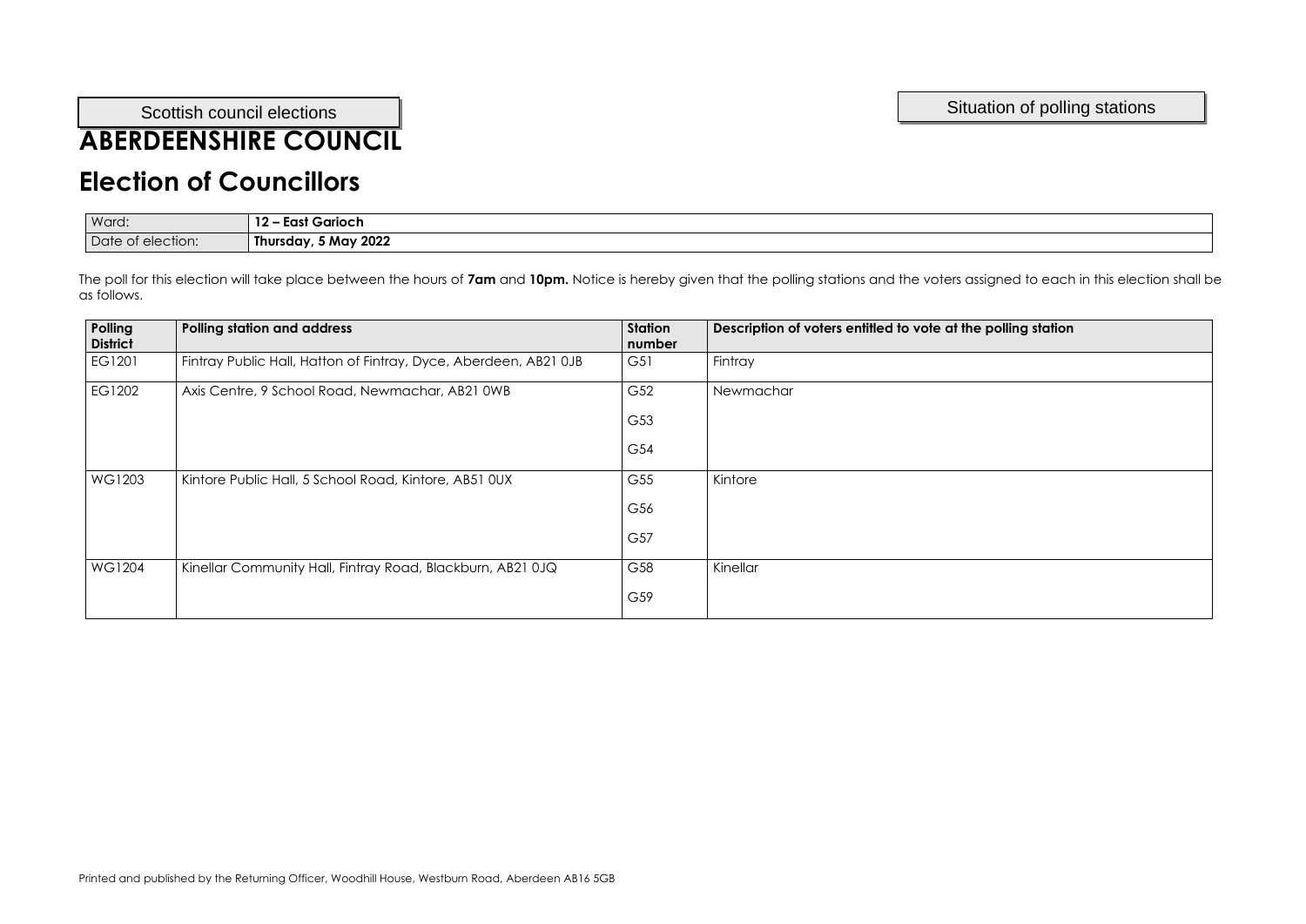Scottish council elections

Situation of polling stations

# ABERDEENSHIRE COUNCIL

# Election of Councillors

| Ward: | **12 – East Garioch** |
|---|---|
| Date of election: | **Thursday, 5 May 2022** |

The poll for this election will take place between the hours of **7am** and **10pm.** Notice is hereby given that the polling stations and the voters assigned to each in this election shall be as follows.

| Polling District | Polling station and address | Station number | Description of voters entitled to vote at the polling station |
|---|---|---|---|
| EG1201 | Fintray Public Hall, Hatton of Fintray, Dyce, Aberdeen, AB21 0JB | G51 | Fintray |
| EG1202 | Axis Centre, 9 School Road, Newmachar, AB21 0WB | G52<br>G53<br>G54 | Newmachar |
| WG1203 | Kintore Public Hall, 5 School Road, Kintore, AB51 0UX | G55<br>G56<br>G57 | Kintore |
| WG1204 | Kinellar Community Hall, Fintray Road, Blackburn, AB21 0JQ | G58<br>G59 | Kinellar |

Printed and published by the Returning Officer, Woodhill House, Westburn Road, Aberdeen AB16 5GB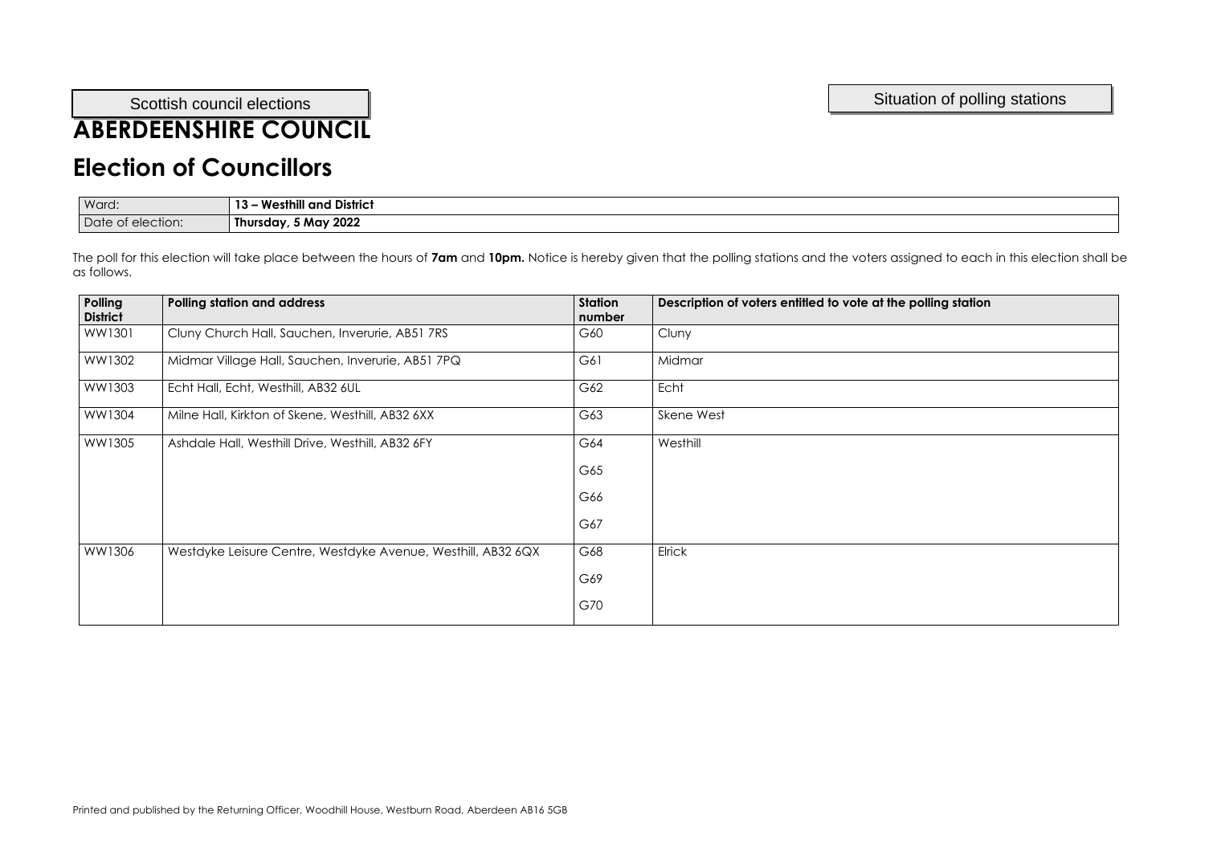Scottish council elections

Situation of polling stations

# ABERDEENSHIRE COUNCIL

# Election of Councillors

| Ward: | **13 – Westhill and District** |
|---|---|
| Date of election: | **Thursday, 5 May 2022** |

The poll for this election will take place between the hours of **7am** and **10pm.** Notice is hereby given that the polling stations and the voters assigned to each in this election shall be as follows.

| Polling District | Polling station and address | Station number | Description of voters entitled to vote at the polling station |
|---|---|---|---|
| WW1301 | Cluny Church Hall, Sauchen, Inverurie, AB51 7RS | G60 | Cluny |
| WW1302 | Midmar Village Hall, Sauchen, Inverurie, AB51 7PQ | G61 | Midmar |
| WW1303 | Echt Hall, Echt, Westhill, AB32 6UL | G62 | Echt |
| WW1304 | Milne Hall, Kirkton of Skene, Westhill, AB32 6XX | G63 | Skene West |
| WW1305 | Ashdale Hall, Westhill Drive, Westhill, AB32 6FY | G64<br>G65<br>G66<br>G67 | Westhill |
| WW1306 | Westdyke Leisure Centre, Westdyke Avenue, Westhill, AB32 6QX | G68<br>G69<br>G70 | Elrick |

Printed and published by the Returning Officer, Woodhill House, Westburn Road, Aberdeen AB16 5GB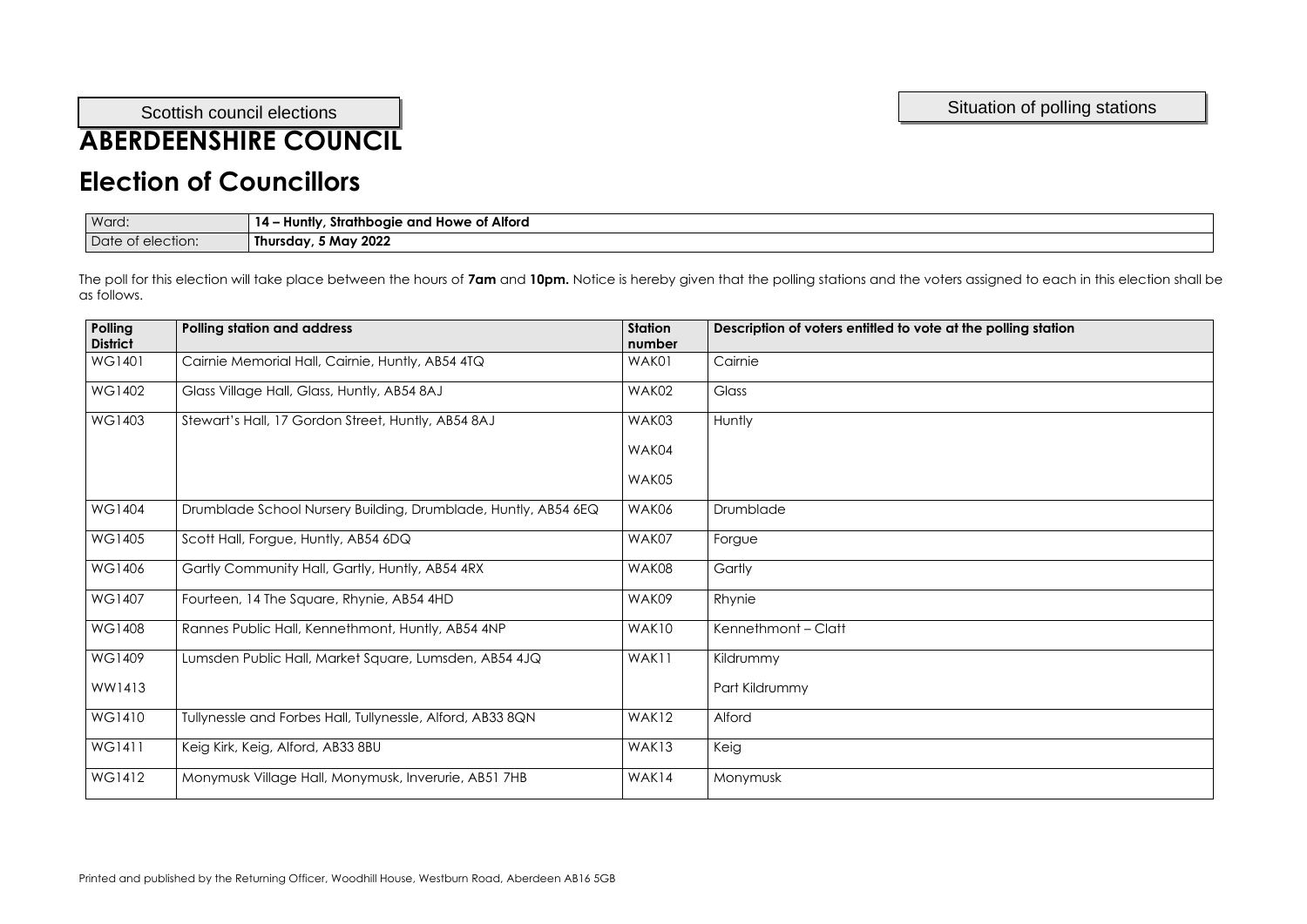Scottish council elections

Situation of polling stations

# ABERDEENSHIRE COUNCIL

# Election of Councillors

| Ward: | **14 – Huntly, Strathbogie and Howe of Alford** |
|---|---|
| Date of election: | **Thursday, 5 May 2022** |

The poll for this election will take place between the hours of **7am** and **10pm.** Notice is hereby given that the polling stations and the voters assigned to each in this election shall be as follows.

| Polling District | Polling station and address | Station number | Description of voters entitled to vote at the polling station |
|---|---|---|---|
| WG1401 | Cairnie Memorial Hall, Cairnie, Huntly, AB54 4TQ | WAK01 | Cairnie |
| WG1402 | Glass Village Hall, Glass, Huntly, AB54 8AJ | WAK02 | Glass |
| WG1403 | Stewart's Hall, 17 Gordon Street, Huntly, AB54 8AJ | WAK03<br>WAK04<br>WAK05 | Huntly |
| WG1404 | Drumblade School Nursery Building, Drumblade, Huntly, AB54 6EQ | WAK06 | Drumblade |
| WG1405 | Scott Hall, Forgue, Huntly, AB54 6DQ | WAK07 | Forgue |
| WG1406 | Gartly Community Hall, Gartly, Huntly, AB54 4RX | WAK08 | Gartly |
| WG1407 | Fourteen, 14 The Square, Rhynie, AB54 4HD | WAK09 | Rhynie |
| WG1408 | Rannes Public Hall, Kennethmont, Huntly, AB54 4NP | WAK10 | Kennethmont – Clatt |
| WG1409<br>WW1413 | Lumsden Public Hall, Market Square, Lumsden, AB54 4JQ | WAK11 | Kildrummy<br>Part Kildrummy |
| WG1410 | Tullynessle and Forbes Hall, Tullynessle, Alford, AB33 8QN | WAK12 | Alford |
| WG1411 | Keig Kirk, Keig, Alford, AB33 8BU | WAK13 | Keig |
| WG1412 | Monymusk Village Hall, Monymusk, Inverurie, AB51 7HB | WAK14 | Monymusk |

Printed and published by the Returning Officer, Woodhill House, Westburn Road, Aberdeen AB16 5GB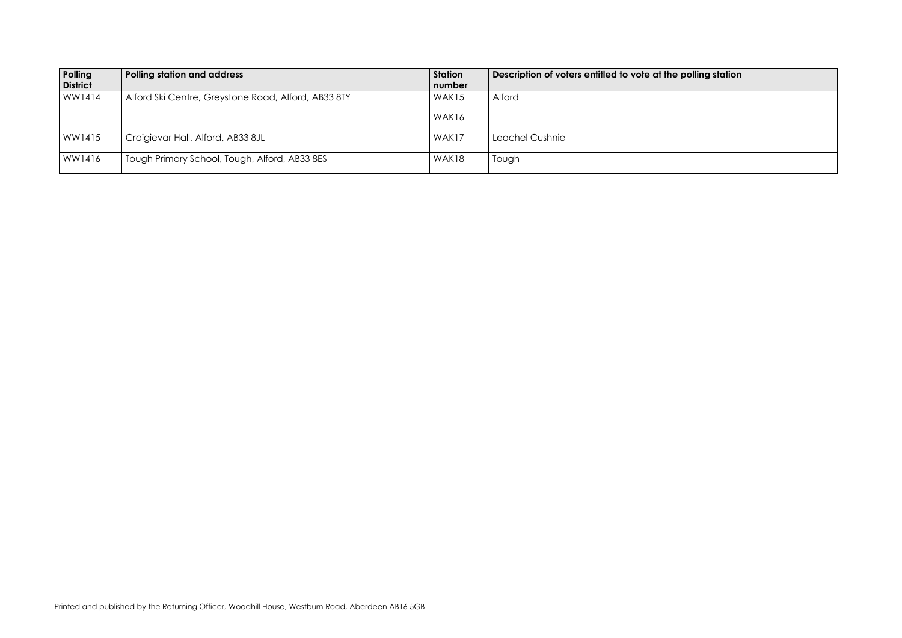| Polling District | Polling station and address | Station number | Description of voters entitled to vote at the polling station |
|---|---|---|---|
| WW1414 | Alford Ski Centre, Greystone Road, Alford, AB33 8TY | WAK15<br><br>WAK16 | Alford |
| WW1415 | Craigievar Hall, Alford, AB33 8JL | WAK17 | Leochel Cushnie |
| WW1416 | Tough Primary School, Tough, Alford, AB33 8ES | WAK18 | Tough |

Printed and published by the Returning Officer, Woodhill House, Westburn Road, Aberdeen AB16 5GB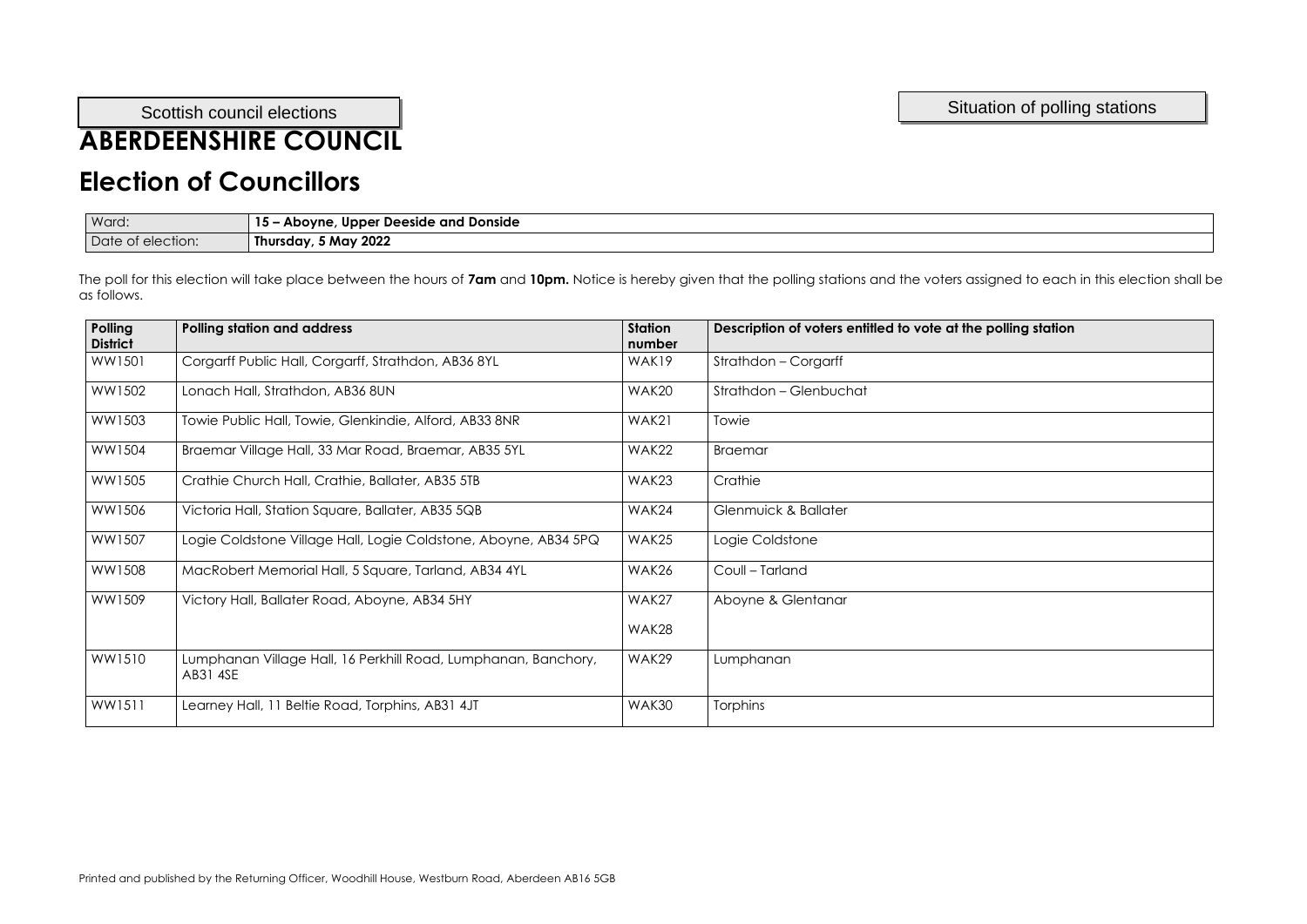Scottish council elections

Situation of polling stations

# ABERDEENSHIRE COUNCIL

# Election of Councillors

| Ward: | **15 – Aboyne, Upper Deeside and Donside** |
|---|---|
| Date of election: | **Thursday, 5 May 2022** |

The poll for this election will take place between the hours of **7am** and **10pm.** Notice is hereby given that the polling stations and the voters assigned to each in this election shall be as follows.

| Polling District | Polling station and address | Station number | Description of voters entitled to vote at the polling station |
|---|---|---|---|
| WW1501 | Corgarff Public Hall, Corgarff, Strathdon, AB36 8YL | WAK19 | Strathdon – Corgarff |
| WW1502 | Lonach Hall, Strathdon, AB36 8UN | WAK20 | Strathdon – Glenbuchat |
| WW1503 | Towie Public Hall, Towie, Glenkindie, Alford, AB33 8NR | WAK21 | Towie |
| WW1504 | Braemar Village Hall, 33 Mar Road, Braemar, AB35 5YL | WAK22 | Braemar |
| WW1505 | Crathie Church Hall, Crathie, Ballater, AB35 5TB | WAK23 | Crathie |
| WW1506 | Victoria Hall, Station Square, Ballater, AB35 5QB | WAK24 | Glenmuick & Ballater |
| WW1507 | Logie Coldstone Village Hall, Logie Coldstone, Aboyne, AB34 5PQ | WAK25 | Logie Coldstone |
| WW1508 | MacRobert Memorial Hall, 5 Square, Tarland, AB34 4YL | WAK26 | Coull – Tarland |
| WW1509 | Victory Hall, Ballater Road, Aboyne, AB34 5HY | WAK27<br>WAK28 | Aboyne & Glentanar |
| WW1510 | Lumphanan Village Hall, 16 Perkhill Road, Lumphanan, Banchory, AB31 4SE | WAK29 | Lumphanan |
| WW1511 | Learney Hall, 11 Beltie Road, Torphins, AB31 4JT | WAK30 | Torphins |

Printed and published by the Returning Officer, Woodhill House, Westburn Road, Aberdeen AB16 5GB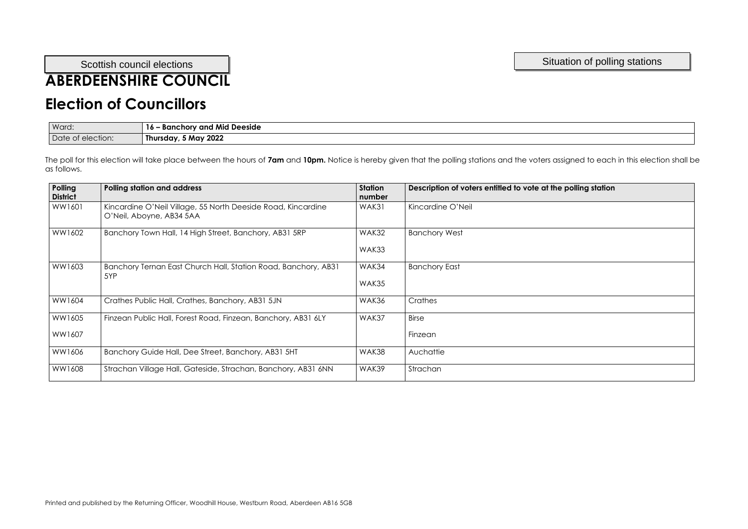Scottish council elections

Situation of polling stations

# ABERDEENSHIRE COUNCIL

## Election of Councillors

| Ward: | **16 – Banchory and Mid Deeside** |
|---|---|
| Date of election: | **Thursday, 5 May 2022** |

The poll for this election will take place between the hours of **7am** and **10pm.** Notice is hereby given that the polling stations and the voters assigned to each in this election shall be as follows.

| Polling District | Polling station and address | Station number | Description of voters entitled to vote at the polling station |
|---|---|---|---|
| WW1601 | Kincardine O'Neil Village, 55 North Deeside Road, Kincardine O'Neil, Aboyne, AB34 5AA | WAK31 | Kincardine O'Neil |
| WW1602 | Banchory Town Hall, 14 High Street, Banchory, AB31 5RP | WAK32<br>WAK33 | Banchory West |
| WW1603 | Banchory Ternan East Church Hall, Station Road, Banchory, AB31 5YP | WAK34<br>WAK35 | Banchory East |
| WW1604 | Crathes Public Hall, Crathes, Banchory, AB31 5JN | WAK36 | Crathes |
| WW1605<br>WW1607 | Finzean Public Hall, Forest Road, Finzean, Banchory, AB31 6LY | WAK37 | Birse<br>Finzean |
| WW1606 | Banchory Guide Hall, Dee Street, Banchory, AB31 5HT | WAK38 | Auchattie |
| WW1608 | Strachan Village Hall, Gateside, Strachan, Banchory, AB31 6NN | WAK39 | Strachan |

Printed and published by the Returning Officer, Woodhill House, Westburn Road, Aberdeen AB16 5GB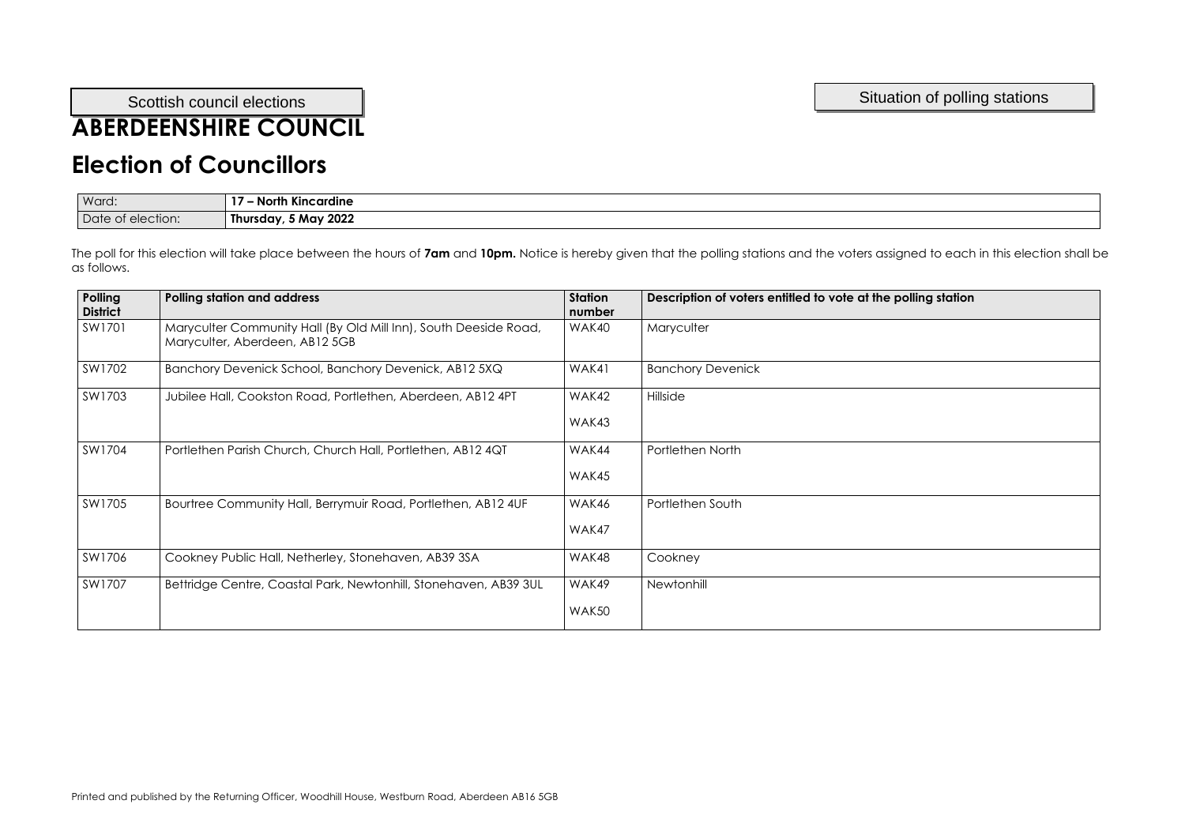Scottish council elections

Situation of polling stations

# ABERDEENSHIRE COUNCIL

# Election of Councillors

| Ward: | **17 – North Kincardine** |
|---|---|
| Date of election: | **Thursday, 5 May 2022** |

The poll for this election will take place between the hours of **7am** and **10pm.** Notice is hereby given that the polling stations and the voters assigned to each in this election shall be as follows.

| Polling District | Polling station and address | Station number | Description of voters entitled to vote at the polling station |
|---|---|---|---|
| SW1701 | Maryculter Community Hall (By Old Mill Inn), South Deeside Road, Maryculter, Aberdeen, AB12 5GB | WAK40 | Maryculter |
| SW1702 | Banchory Devenick School, Banchory Devenick, AB12 5XQ | WAK41 | Banchory Devenick |
| SW1703 | Jubilee Hall, Cookston Road, Portlethen, Aberdeen, AB12 4PT | WAK42<br>WAK43 | Hillside |
| SW1704 | Portlethen Parish Church, Church Hall, Portlethen, AB12 4QT | WAK44<br>WAK45 | Portlethen North |
| SW1705 | Bourtree Community Hall, Berrymuir Road, Portlethen, AB12 4UF | WAK46<br>WAK47 | Portlethen South |
| SW1706 | Cookney Public Hall, Netherley, Stonehaven, AB39 3SA | WAK48 | Cookney |
| SW1707 | Bettridge Centre, Coastal Park, Newtonhill, Stonehaven, AB39 3UL | WAK49<br>WAK50 | Newtonhill |

Printed and published by the Returning Officer, Woodhill House, Westburn Road, Aberdeen AB16 5GB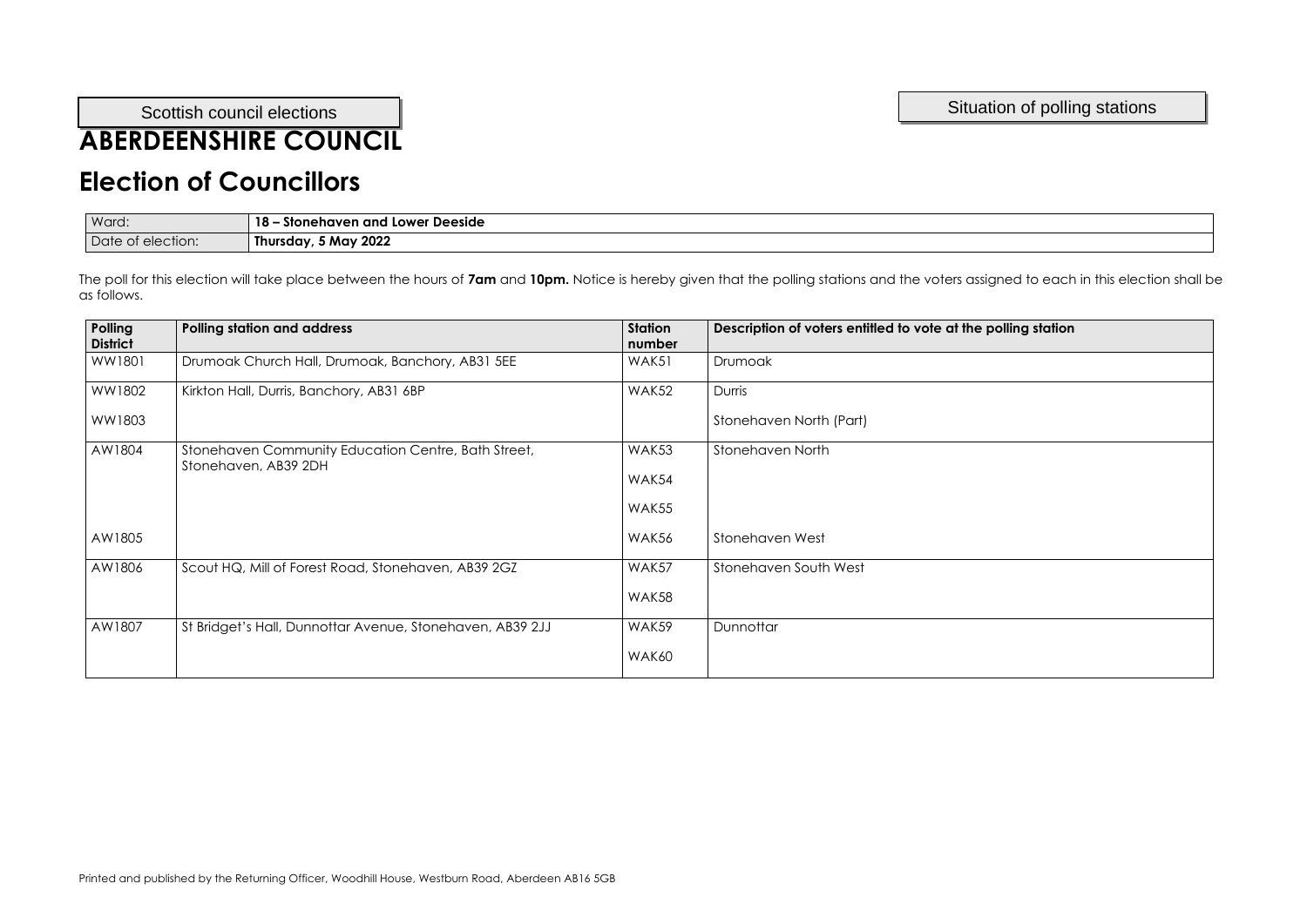Scottish council elections

Situation of polling stations

# ABERDEENSHIRE COUNCIL

## Election of Councillors

| Ward: | **18 – Stonehaven and Lower Deeside** |
|---|---|
| Date of election: | **Thursday, 5 May 2022** |

The poll for this election will take place between the hours of **7am** and **10pm.** Notice is hereby given that the polling stations and the voters assigned to each in this election shall be as follows.

| Polling District | Polling station and address | Station number | Description of voters entitled to vote at the polling station |
|---|---|---|---|
| WW1801 | Drumoak Church Hall, Drumoak, Banchory, AB31 5EE | WAK51 | Drumoak |
| WW1802 | Kirkton Hall, Durris, Banchory, AB31 6BP | WAK52 | Durris |
| WW1803 | | | Stonehaven North (Part) |
| AW1804 | Stonehaven Community Education Centre, Bath Street, Stonehaven, AB39 2DH | WAK53 | Stonehaven North |
| | | WAK54 | |
| | | WAK55 | |
| AW1805 | | WAK56 | Stonehaven West |
| AW1806 | Scout HQ, Mill of Forest Road, Stonehaven, AB39 2GZ | WAK57 | Stonehaven South West |
| | | WAK58 | |
| AW1807 | St Bridget's Hall, Dunnottar Avenue, Stonehaven, AB39 2JJ | WAK59 | Dunnottar |
| | | WAK60 | |

Printed and published by the Returning Officer, Woodhill House, Westburn Road, Aberdeen AB16 5GB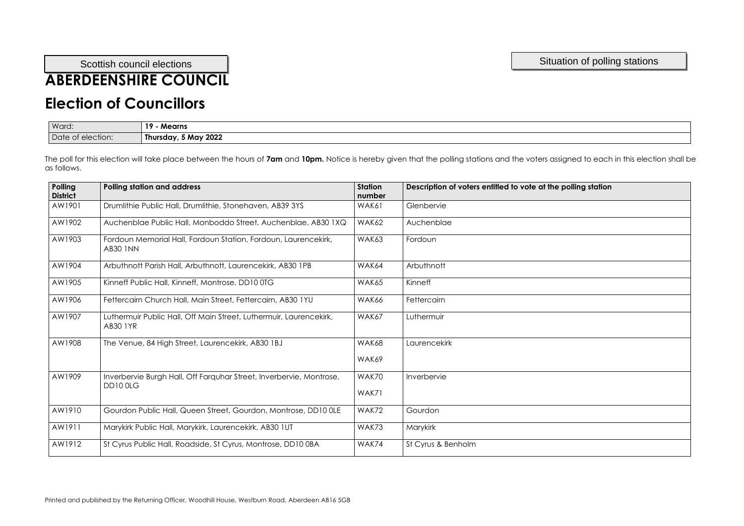Scottish council elections

Situation of polling stations

# ABERDEENSHIRE COUNCIL

## Election of Councillors

| Ward: | **19 - Mearns** |
|---|---|
| Date of election: | **Thursday, 5 May 2022** |

The poll for this election will take place between the hours of **7am** and **10pm.** Notice is hereby given that the polling stations and the voters assigned to each in this election shall be as follows.

| Polling District | Polling station and address | Station number | Description of voters entitled to vote at the polling station |
|---|---|---|---|
| AW1901 | Drumlithie Public Hall, Drumlithie, Stonehaven, AB39 3YS | WAK61 | Glenbervie |
| AW1902 | Auchenblae Public Hall, Monboddo Street, Auchenblae, AB30 1XQ | WAK62 | Auchenblae |
| AW1903 | Fordoun Memorial Hall, Fordoun Station, Fordoun, Laurencekirk, AB30 1NN | WAK63 | Fordoun |
| AW1904 | Arbuthnott Parish Hall, Arbuthnott, Laurencekirk, AB30 1PB | WAK64 | Arbuthnott |
| AW1905 | Kinneff Public Hall, Kinneff, Montrose, DD10 0TG | WAK65 | Kinneff |
| AW1906 | Fettercairn Church Hall, Main Street, Fettercairn, AB30 1YU | WAK66 | Fettercairn |
| AW1907 | Luthermuir Public Hall, Off Main Street, Luthermuir, Laurencekirk, AB30 1YR | WAK67 | Luthermuir |
| AW1908 | The Venue, 84 High Street, Laurencekirk, AB30 1BJ | WAK68<br>WAK69 | Laurencekirk |
| AW1909 | Inverbervie Burgh Hall, Off Farquhar Street, Inverbervie, Montrose, DD10 0LG | WAK70<br>WAK71 | Inverbervie |
| AW1910 | Gourdon Public Hall, Queen Street, Gourdon, Montrose, DD10 0LE | WAK72 | Gourdon |
| AW1911 | Marykirk Public Hall, Marykirk, Laurencekirk, AB30 1UT | WAK73 | Marykirk |
| AW1912 | St Cyrus Public Hall, Roadside, St Cyrus, Montrose, DD10 0BA | WAK74 | St Cyrus & Benholm |

Printed and published by the Returning Officer, Woodhill House, Westburn Road, Aberdeen AB16 5GB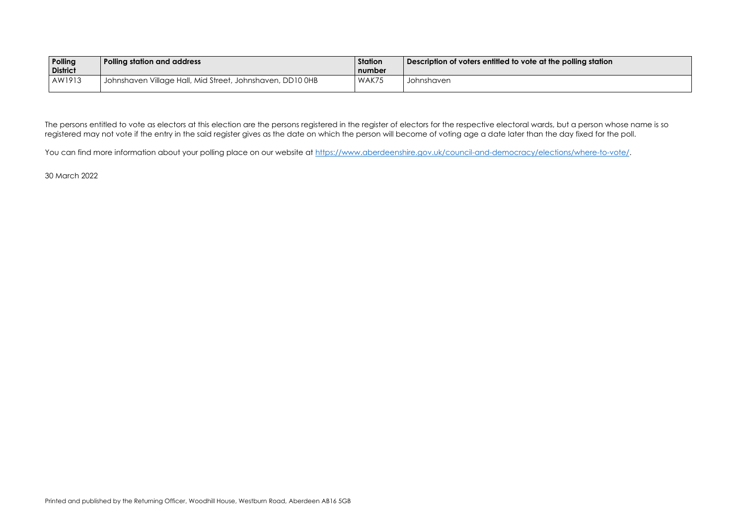| Polling District | Polling station and address | Station number | Description of voters entitled to vote at the polling station |
|---|---|---|---|
| AW1913 | Johnshaven Village Hall, Mid Street, Johnshaven, DD10 0HB | WAK75 | Johnshaven |

The persons entitled to vote as electors at this election are the persons registered in the register of electors for the respective electoral wards, but a person whose name is so registered may not vote if the entry in the said register gives as the date on which the person will become of voting age a date later than the day fixed for the poll.

You can find more information about your polling place on our website at https://www.aberdeenshire.gov.uk/council-and-democracy/elections/where-to-vote/.

30 March 2022

Printed and published by the Returning Officer, Woodhill House, Westburn Road, Aberdeen AB16 5GB